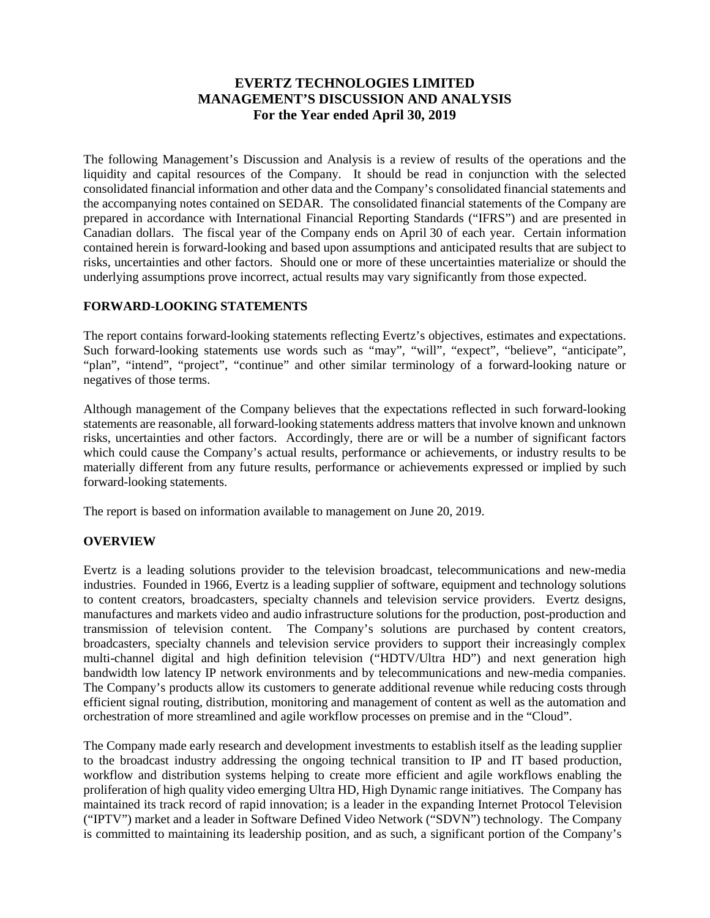# EVERTZ TECHNOLOGIES LIMITED
# MANAGEMENT'S DISCUSSION AND ANALYSIS
# For the Year ended April 30, 2019

The following Management's Discussion and Analysis is a review of results of the operations and the liquidity and capital resources of the Company. It should be read in conjunction with the selected consolidated financial information and other data and the Company's consolidated financial statements and the accompanying notes contained on SEDAR. The consolidated financial statements of the Company are prepared in accordance with International Financial Reporting Standards ("IFRS") and are presented in Canadian dollars. The fiscal year of the Company ends on April 30 of each year. Certain information contained herein is forward-looking and based upon assumptions and anticipated results that are subject to risks, uncertainties and other factors. Should one or more of these uncertainties materialize or should the underlying assumptions prove incorrect, actual results may vary significantly from those expected.

## FORWARD-LOOKING STATEMENTS

The report contains forward-looking statements reflecting Evertz's objectives, estimates and expectations. Such forward-looking statements use words such as "may", "will", "expect", "believe", "anticipate", "plan", "intend", "project", "continue" and other similar terminology of a forward-looking nature or negatives of those terms.

Although management of the Company believes that the expectations reflected in such forward-looking statements are reasonable, all forward-looking statements address matters that involve known and unknown risks, uncertainties and other factors. Accordingly, there are or will be a number of significant factors which could cause the Company's actual results, performance or achievements, or industry results to be materially different from any future results, performance or achievements expressed or implied by such forward-looking statements.

The report is based on information available to management on June 20, 2019.

## OVERVIEW

Evertz is a leading solutions provider to the television broadcast, telecommunications and new-media industries. Founded in 1966, Evertz is a leading supplier of software, equipment and technology solutions to content creators, broadcasters, specialty channels and television service providers. Evertz designs, manufactures and markets video and audio infrastructure solutions for the production, post-production and transmission of television content. The Company's solutions are purchased by content creators, broadcasters, specialty channels and television service providers to support their increasingly complex multi-channel digital and high definition television ("HDTV/Ultra HD") and next generation high bandwidth low latency IP network environments and by telecommunications and new-media companies. The Company's products allow its customers to generate additional revenue while reducing costs through efficient signal routing, distribution, monitoring and management of content as well as the automation and orchestration of more streamlined and agile workflow processes on premise and in the "Cloud".

The Company made early research and development investments to establish itself as the leading supplier to the broadcast industry addressing the ongoing technical transition to IP and IT based production, workflow and distribution systems helping to create more efficient and agile workflows enabling the proliferation of high quality video emerging Ultra HD, High Dynamic range initiatives. The Company has maintained its track record of rapid innovation; is a leader in the expanding Internet Protocol Television ("IPTV") market and a leader in Software Defined Video Network ("SDVN") technology. The Company is committed to maintaining its leadership position, and as such, a significant portion of the Company's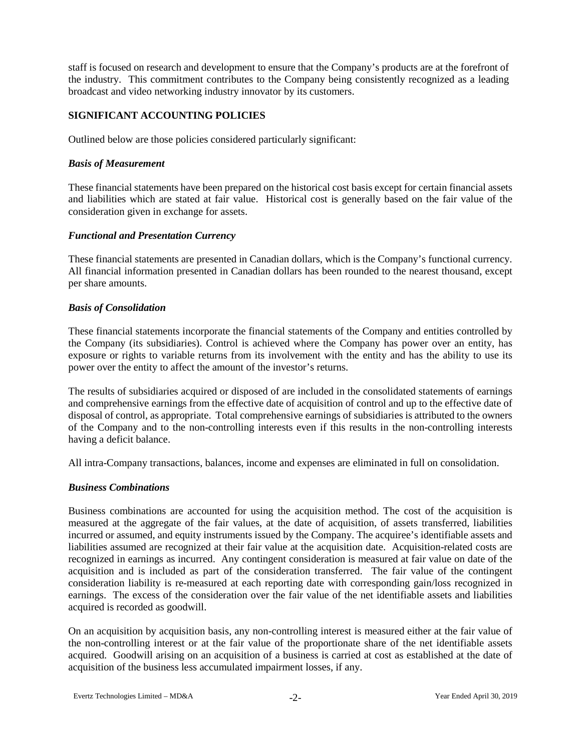staff is focused on research and development to ensure that the Company's products are at the forefront of the industry. This commitment contributes to the Company being consistently recognized as a leading broadcast and video networking industry innovator by its customers.

## SIGNIFICANT ACCOUNTING POLICIES

Outlined below are those policies considered particularly significant:

### *Basis of Measurement*

These financial statements have been prepared on the historical cost basis except for certain financial assets and liabilities which are stated at fair value. Historical cost is generally based on the fair value of the consideration given in exchange for assets.

### *Functional and Presentation Currency*

These financial statements are presented in Canadian dollars, which is the Company's functional currency. All financial information presented in Canadian dollars has been rounded to the nearest thousand, except per share amounts.

### *Basis of Consolidation*

These financial statements incorporate the financial statements of the Company and entities controlled by the Company (its subsidiaries). Control is achieved where the Company has power over an entity, has exposure or rights to variable returns from its involvement with the entity and has the ability to use its power over the entity to affect the amount of the investor's returns.

The results of subsidiaries acquired or disposed of are included in the consolidated statements of earnings and comprehensive earnings from the effective date of acquisition of control and up to the effective date of disposal of control, as appropriate. Total comprehensive earnings of subsidiaries is attributed to the owners of the Company and to the non-controlling interests even if this results in the non-controlling interests having a deficit balance.

All intra-Company transactions, balances, income and expenses are eliminated in full on consolidation.

### *Business Combinations*

Business combinations are accounted for using the acquisition method. The cost of the acquisition is measured at the aggregate of the fair values, at the date of acquisition, of assets transferred, liabilities incurred or assumed, and equity instruments issued by the Company. The acquiree's identifiable assets and liabilities assumed are recognized at their fair value at the acquisition date. Acquisition-related costs are recognized in earnings as incurred. Any contingent consideration is measured at fair value on date of the acquisition and is included as part of the consideration transferred. The fair value of the contingent consideration liability is re-measured at each reporting date with corresponding gain/loss recognized in earnings. The excess of the consideration over the fair value of the net identifiable assets and liabilities acquired is recorded as goodwill.

On an acquisition by acquisition basis, any non-controlling interest is measured either at the fair value of the non-controlling interest or at the fair value of the proportionate share of the net identifiable assets acquired. Goodwill arising on an acquisition of a business is carried at cost as established at the date of acquisition of the business less accumulated impairment losses, if any.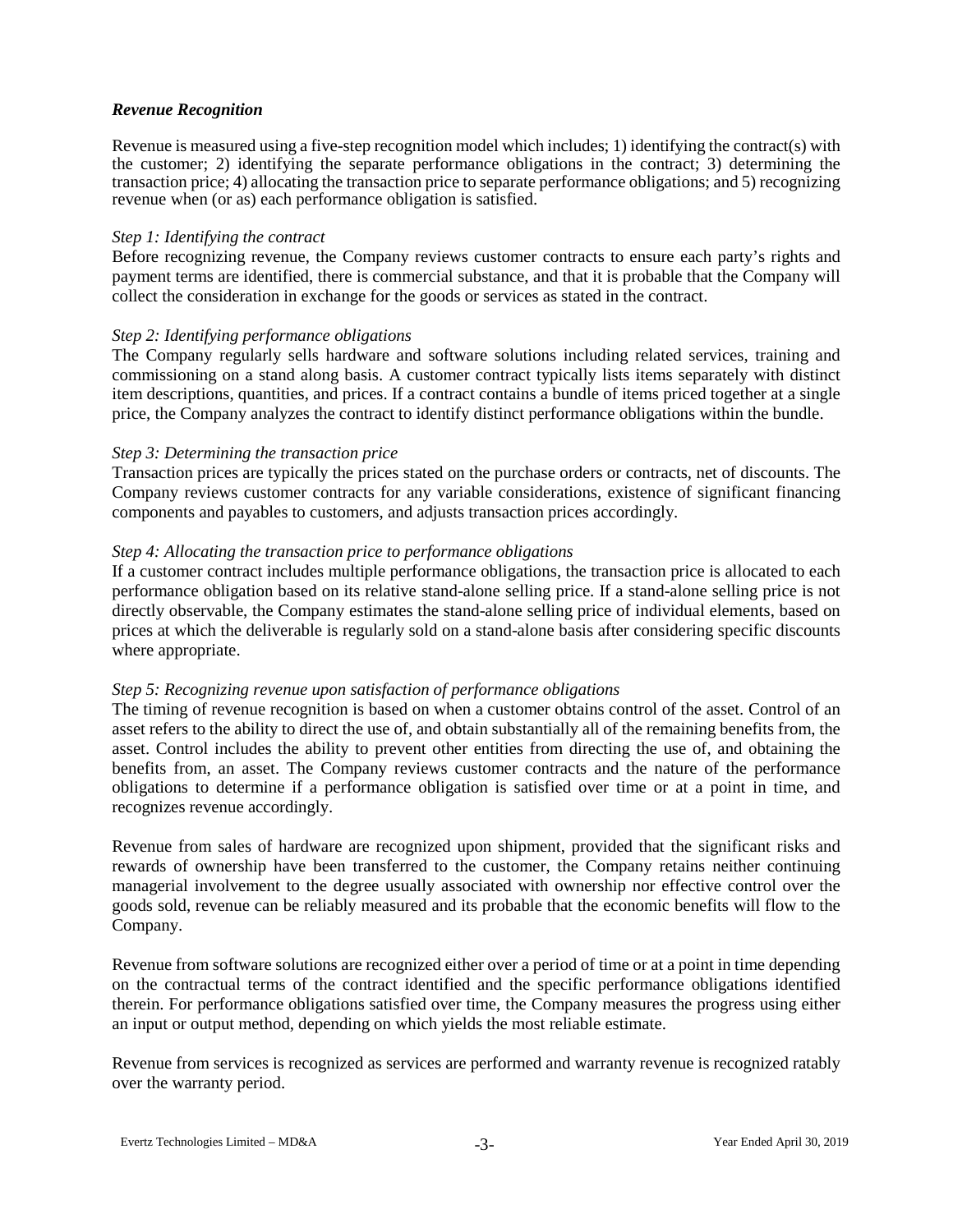***Revenue Recognition***

Revenue is measured using a five-step recognition model which includes; 1) identifying the contract(s) with the customer; 2) identifying the separate performance obligations in the contract; 3) determining the transaction price; 4) allocating the transaction price to separate performance obligations; and 5) recognizing revenue when (or as) each performance obligation is satisfied.

*Step 1: Identifying the contract*
Before recognizing revenue, the Company reviews customer contracts to ensure each party's rights and payment terms are identified, there is commercial substance, and that it is probable that the Company will collect the consideration in exchange for the goods or services as stated in the contract.

*Step 2: Identifying performance obligations*
The Company regularly sells hardware and software solutions including related services, training and commissioning on a stand along basis. A customer contract typically lists items separately with distinct item descriptions, quantities, and prices. If a contract contains a bundle of items priced together at a single price, the Company analyzes the contract to identify distinct performance obligations within the bundle.

*Step 3: Determining the transaction price*
Transaction prices are typically the prices stated on the purchase orders or contracts, net of discounts. The Company reviews customer contracts for any variable considerations, existence of significant financing components and payables to customers, and adjusts transaction prices accordingly.

*Step 4: Allocating the transaction price to performance obligations*
If a customer contract includes multiple performance obligations, the transaction price is allocated to each performance obligation based on its relative stand-alone selling price. If a stand-alone selling price is not directly observable, the Company estimates the stand-alone selling price of individual elements, based on prices at which the deliverable is regularly sold on a stand-alone basis after considering specific discounts where appropriate.

*Step 5: Recognizing revenue upon satisfaction of performance obligations*
The timing of revenue recognition is based on when a customer obtains control of the asset. Control of an asset refers to the ability to direct the use of, and obtain substantially all of the remaining benefits from, the asset. Control includes the ability to prevent other entities from directing the use of, and obtaining the benefits from, an asset. The Company reviews customer contracts and the nature of the performance obligations to determine if a performance obligation is satisfied over time or at a point in time, and recognizes revenue accordingly.

Revenue from sales of hardware are recognized upon shipment, provided that the significant risks and rewards of ownership have been transferred to the customer, the Company retains neither continuing managerial involvement to the degree usually associated with ownership nor effective control over the goods sold, revenue can be reliably measured and its probable that the economic benefits will flow to the Company.

Revenue from software solutions are recognized either over a period of time or at a point in time depending on the contractual terms of the contract identified and the specific performance obligations identified therein. For performance obligations satisfied over time, the Company measures the progress using either an input or output method, depending on which yields the most reliable estimate.

Revenue from services is recognized as services are performed and warranty revenue is recognized ratably over the warranty period.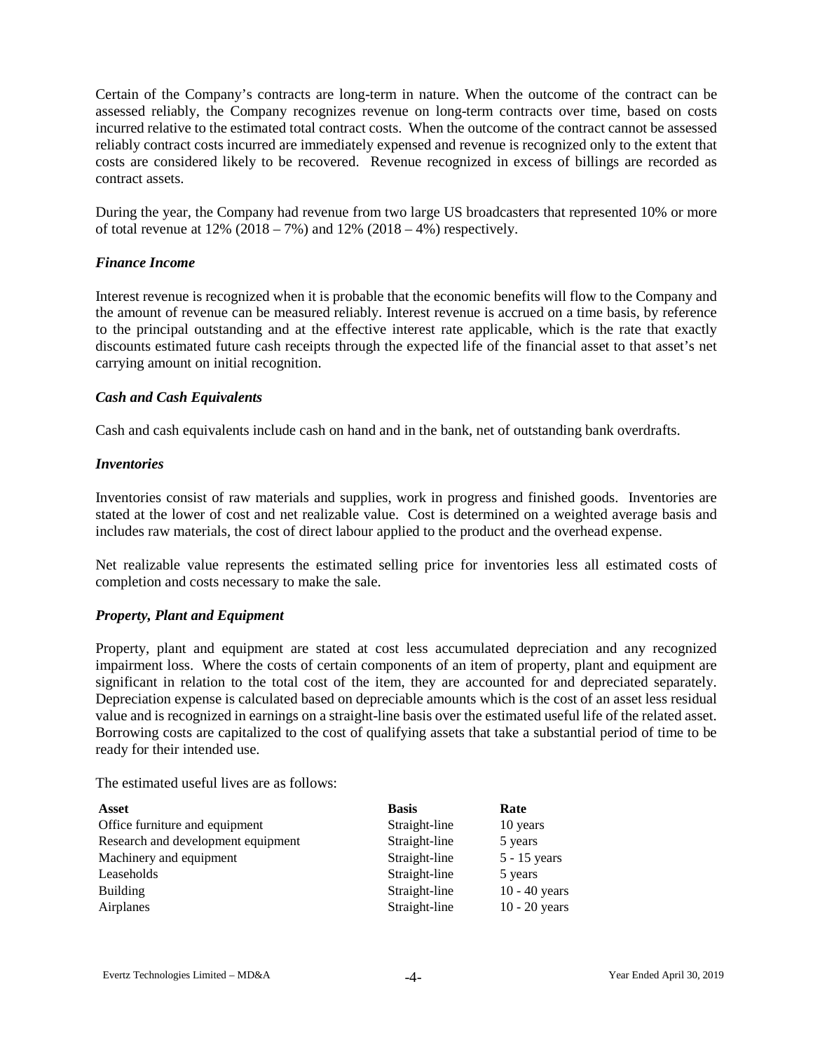Certain of the Company's contracts are long-term in nature. When the outcome of the contract can be assessed reliably, the Company recognizes revenue on long-term contracts over time, based on costs incurred relative to the estimated total contract costs. When the outcome of the contract cannot be assessed reliably contract costs incurred are immediately expensed and revenue is recognized only to the extent that costs are considered likely to be recovered. Revenue recognized in excess of billings are recorded as contract assets.

During the year, the Company had revenue from two large US broadcasters that represented 10% or more of total revenue at 12% (2018 – 7%) and 12% (2018 – 4%) respectively.

### *Finance Income*

Interest revenue is recognized when it is probable that the economic benefits will flow to the Company and the amount of revenue can be measured reliably. Interest revenue is accrued on a time basis, by reference to the principal outstanding and at the effective interest rate applicable, which is the rate that exactly discounts estimated future cash receipts through the expected life of the financial asset to that asset's net carrying amount on initial recognition.

### *Cash and Cash Equivalents*

Cash and cash equivalents include cash on hand and in the bank, net of outstanding bank overdrafts.

### *Inventories*

Inventories consist of raw materials and supplies, work in progress and finished goods. Inventories are stated at the lower of cost and net realizable value. Cost is determined on a weighted average basis and includes raw materials, the cost of direct labour applied to the product and the overhead expense.

Net realizable value represents the estimated selling price for inventories less all estimated costs of completion and costs necessary to make the sale.

### *Property, Plant and Equipment*

Property, plant and equipment are stated at cost less accumulated depreciation and any recognized impairment loss. Where the costs of certain components of an item of property, plant and equipment are significant in relation to the total cost of the item, they are accounted for and depreciated separately. Depreciation expense is calculated based on depreciable amounts which is the cost of an asset less residual value and is recognized in earnings on a straight-line basis over the estimated useful life of the related asset. Borrowing costs are capitalized to the cost of qualifying assets that take a substantial period of time to be ready for their intended use.

The estimated useful lives are as follows:

| Asset | Basis | Rate |
|---|---|---|
| Office furniture and equipment | Straight-line | 10 years |
| Research and development equipment | Straight-line | 5 years |
| Machinery and equipment | Straight-line | 5 - 15 years |
| Leaseholds | Straight-line | 5 years |
| Building | Straight-line | 10 - 40 years |
| Airplanes | Straight-line | 10 - 20 years |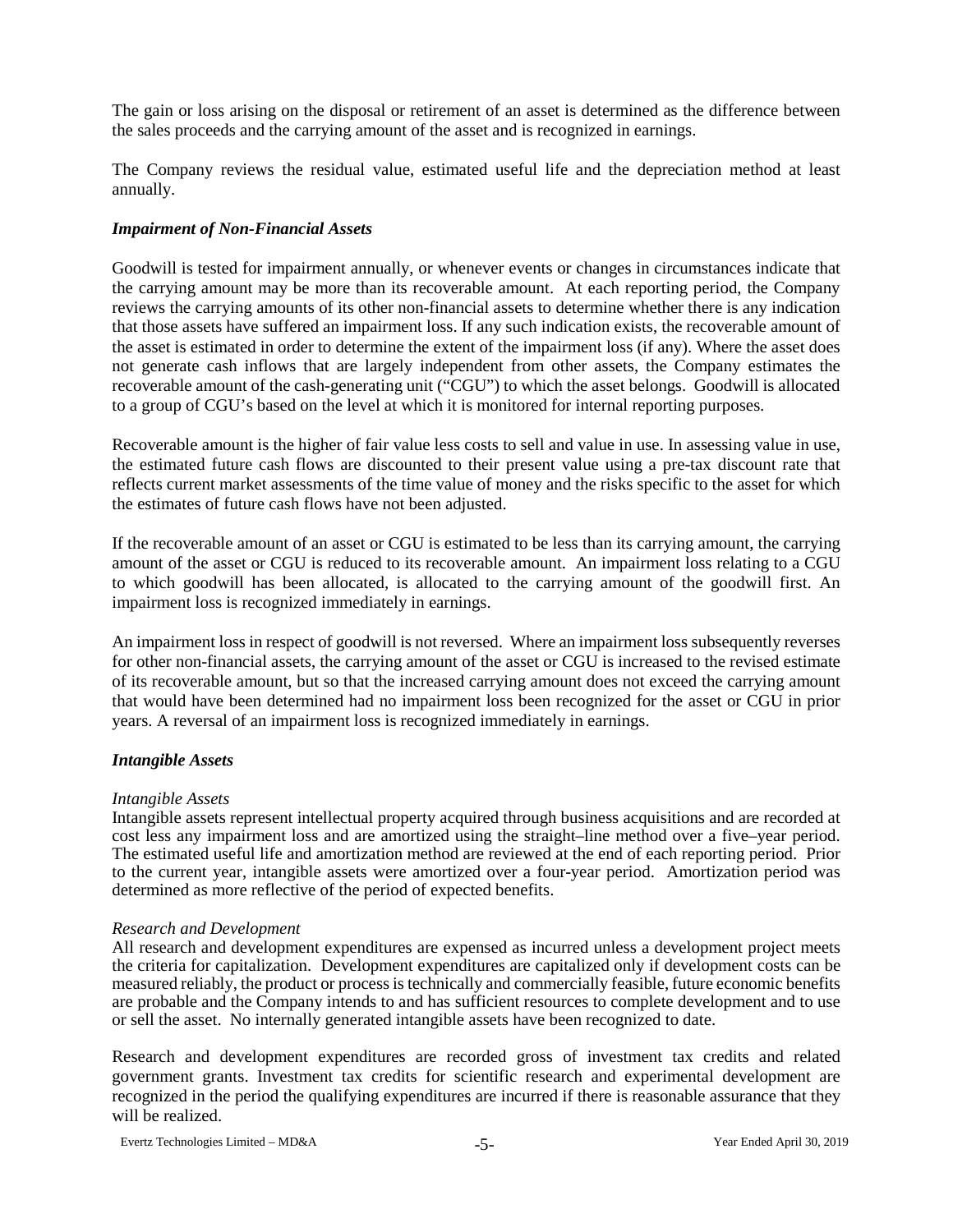The gain or loss arising on the disposal or retirement of an asset is determined as the difference between the sales proceeds and the carrying amount of the asset and is recognized in earnings.

The Company reviews the residual value, estimated useful life and the depreciation method at least annually.

### *Impairment of Non-Financial Assets*

Goodwill is tested for impairment annually, or whenever events or changes in circumstances indicate that the carrying amount may be more than its recoverable amount. At each reporting period, the Company reviews the carrying amounts of its other non-financial assets to determine whether there is any indication that those assets have suffered an impairment loss. If any such indication exists, the recoverable amount of the asset is estimated in order to determine the extent of the impairment loss (if any). Where the asset does not generate cash inflows that are largely independent from other assets, the Company estimates the recoverable amount of the cash-generating unit ("CGU") to which the asset belongs. Goodwill is allocated to a group of CGU's based on the level at which it is monitored for internal reporting purposes.

Recoverable amount is the higher of fair value less costs to sell and value in use. In assessing value in use, the estimated future cash flows are discounted to their present value using a pre-tax discount rate that reflects current market assessments of the time value of money and the risks specific to the asset for which the estimates of future cash flows have not been adjusted.

If the recoverable amount of an asset or CGU is estimated to be less than its carrying amount, the carrying amount of the asset or CGU is reduced to its recoverable amount. An impairment loss relating to a CGU to which goodwill has been allocated, is allocated to the carrying amount of the goodwill first. An impairment loss is recognized immediately in earnings.

An impairment loss in respect of goodwill is not reversed. Where an impairment loss subsequently reverses for other non-financial assets, the carrying amount of the asset or CGU is increased to the revised estimate of its recoverable amount, but so that the increased carrying amount does not exceed the carrying amount that would have been determined had no impairment loss been recognized for the asset or CGU in prior years. A reversal of an impairment loss is recognized immediately in earnings.

### *Intangible Assets*

*Intangible Assets*
Intangible assets represent intellectual property acquired through business acquisitions and are recorded at cost less any impairment loss and are amortized using the straight–line method over a five–year period. The estimated useful life and amortization method are reviewed at the end of each reporting period. Prior to the current year, intangible assets were amortized over a four-year period. Amortization period was determined as more reflective of the period of expected benefits.

*Research and Development*
All research and development expenditures are expensed as incurred unless a development project meets the criteria for capitalization. Development expenditures are capitalized only if development costs can be measured reliably, the product or process is technically and commercially feasible, future economic benefits are probable and the Company intends to and has sufficient resources to complete development and to use or sell the asset. No internally generated intangible assets have been recognized to date.

Research and development expenditures are recorded gross of investment tax credits and related government grants. Investment tax credits for scientific research and experimental development are recognized in the period the qualifying expenditures are incurred if there is reasonable assurance that they will be realized.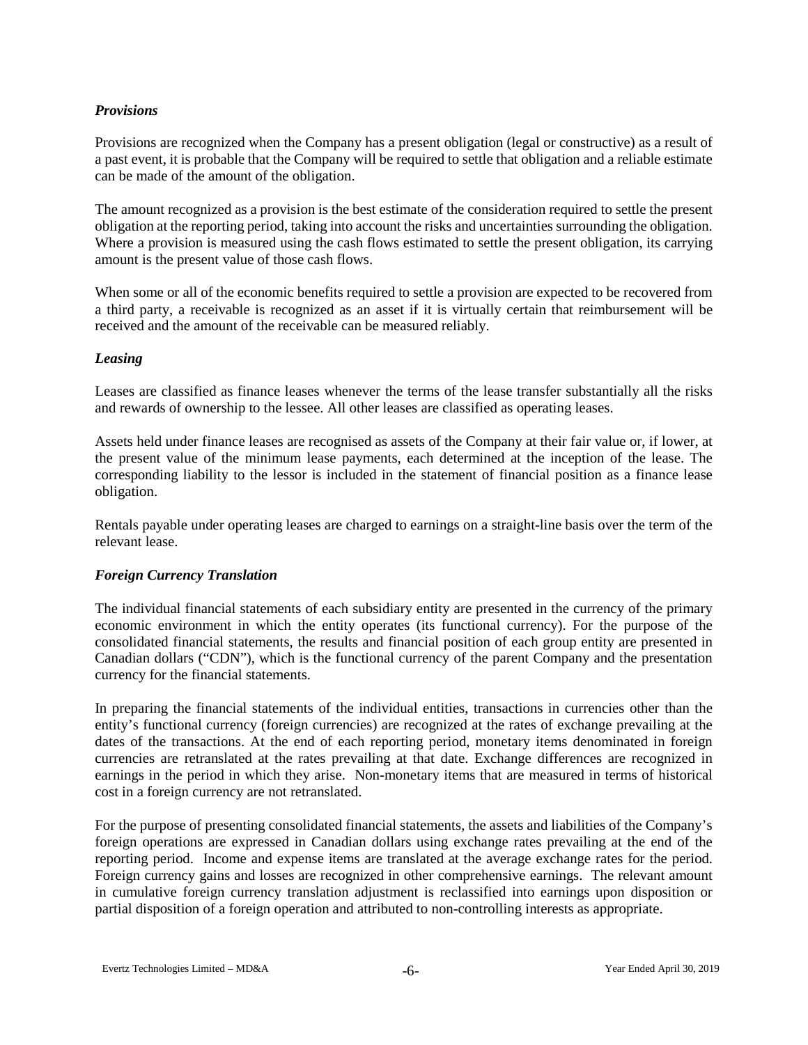### *Provisions*

Provisions are recognized when the Company has a present obligation (legal or constructive) as a result of a past event, it is probable that the Company will be required to settle that obligation and a reliable estimate can be made of the amount of the obligation.

The amount recognized as a provision is the best estimate of the consideration required to settle the present obligation at the reporting period, taking into account the risks and uncertainties surrounding the obligation. Where a provision is measured using the cash flows estimated to settle the present obligation, its carrying amount is the present value of those cash flows.

When some or all of the economic benefits required to settle a provision are expected to be recovered from a third party, a receivable is recognized as an asset if it is virtually certain that reimbursement will be received and the amount of the receivable can be measured reliably.

### *Leasing*

Leases are classified as finance leases whenever the terms of the lease transfer substantially all the risks and rewards of ownership to the lessee. All other leases are classified as operating leases.

Assets held under finance leases are recognised as assets of the Company at their fair value or, if lower, at the present value of the minimum lease payments, each determined at the inception of the lease. The corresponding liability to the lessor is included in the statement of financial position as a finance lease obligation.

Rentals payable under operating leases are charged to earnings on a straight-line basis over the term of the relevant lease.

### *Foreign Currency Translation*

The individual financial statements of each subsidiary entity are presented in the currency of the primary economic environment in which the entity operates (its functional currency). For the purpose of the consolidated financial statements, the results and financial position of each group entity are presented in Canadian dollars ("CDN"), which is the functional currency of the parent Company and the presentation currency for the financial statements.

In preparing the financial statements of the individual entities, transactions in currencies other than the entity's functional currency (foreign currencies) are recognized at the rates of exchange prevailing at the dates of the transactions. At the end of each reporting period, monetary items denominated in foreign currencies are retranslated at the rates prevailing at that date. Exchange differences are recognized in earnings in the period in which they arise. Non-monetary items that are measured in terms of historical cost in a foreign currency are not retranslated.

For the purpose of presenting consolidated financial statements, the assets and liabilities of the Company's foreign operations are expressed in Canadian dollars using exchange rates prevailing at the end of the reporting period. Income and expense items are translated at the average exchange rates for the period. Foreign currency gains and losses are recognized in other comprehensive earnings. The relevant amount in cumulative foreign currency translation adjustment is reclassified into earnings upon disposition or partial disposition of a foreign operation and attributed to non-controlling interests as appropriate.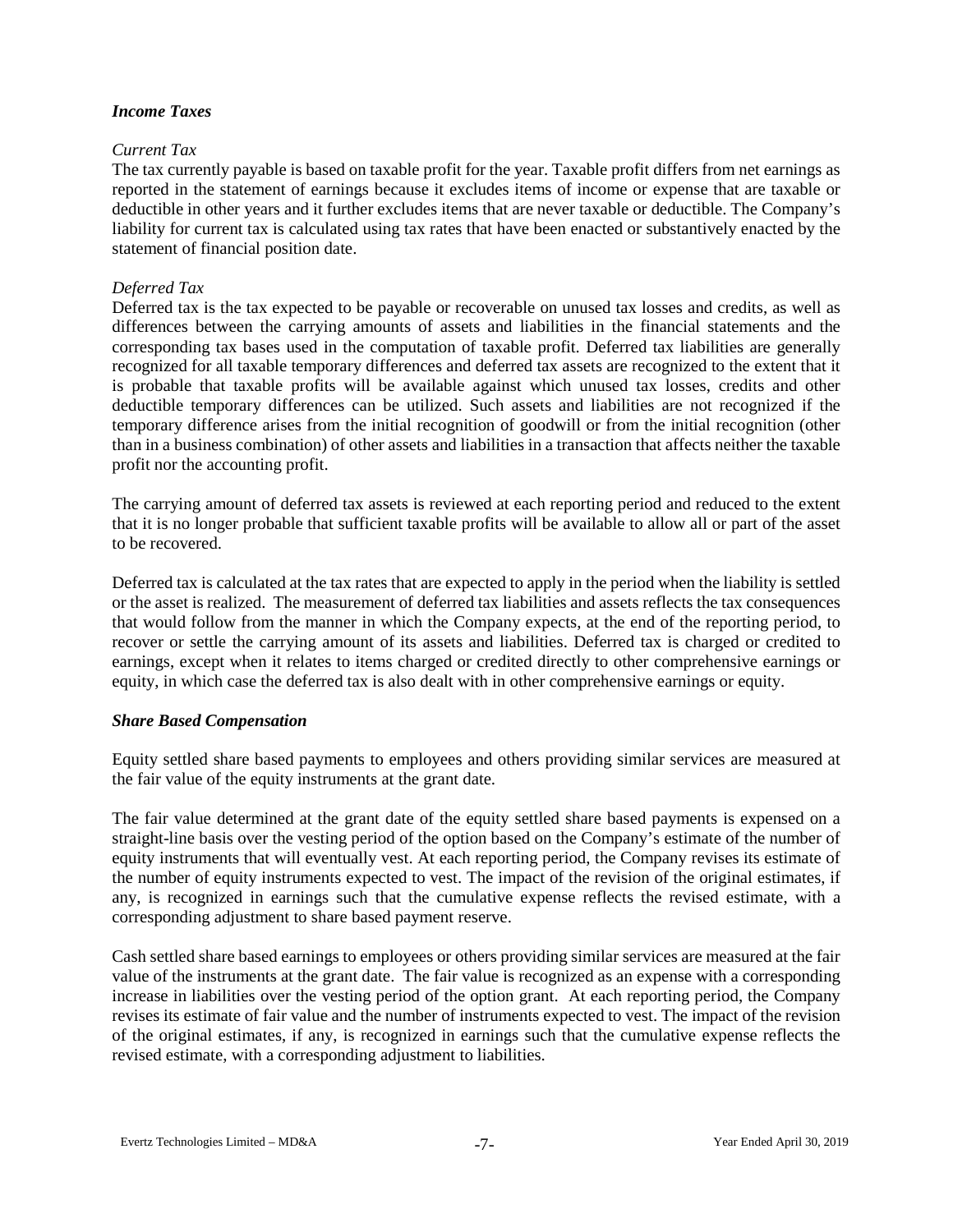### *Income Taxes*

*Current Tax*

The tax currently payable is based on taxable profit for the year. Taxable profit differs from net earnings as reported in the statement of earnings because it excludes items of income or expense that are taxable or deductible in other years and it further excludes items that are never taxable or deductible. The Company's liability for current tax is calculated using tax rates that have been enacted or substantively enacted by the statement of financial position date.

*Deferred Tax*

Deferred tax is the tax expected to be payable or recoverable on unused tax losses and credits, as well as differences between the carrying amounts of assets and liabilities in the financial statements and the corresponding tax bases used in the computation of taxable profit. Deferred tax liabilities are generally recognized for all taxable temporary differences and deferred tax assets are recognized to the extent that it is probable that taxable profits will be available against which unused tax losses, credits and other deductible temporary differences can be utilized. Such assets and liabilities are not recognized if the temporary difference arises from the initial recognition of goodwill or from the initial recognition (other than in a business combination) of other assets and liabilities in a transaction that affects neither the taxable profit nor the accounting profit.

The carrying amount of deferred tax assets is reviewed at each reporting period and reduced to the extent that it is no longer probable that sufficient taxable profits will be available to allow all or part of the asset to be recovered.

Deferred tax is calculated at the tax rates that are expected to apply in the period when the liability is settled or the asset is realized. The measurement of deferred tax liabilities and assets reflects the tax consequences that would follow from the manner in which the Company expects, at the end of the reporting period, to recover or settle the carrying amount of its assets and liabilities. Deferred tax is charged or credited to earnings, except when it relates to items charged or credited directly to other comprehensive earnings or equity, in which case the deferred tax is also dealt with in other comprehensive earnings or equity.

### *Share Based Compensation*

Equity settled share based payments to employees and others providing similar services are measured at the fair value of the equity instruments at the grant date.

The fair value determined at the grant date of the equity settled share based payments is expensed on a straight-line basis over the vesting period of the option based on the Company's estimate of the number of equity instruments that will eventually vest. At each reporting period, the Company revises its estimate of the number of equity instruments expected to vest. The impact of the revision of the original estimates, if any, is recognized in earnings such that the cumulative expense reflects the revised estimate, with a corresponding adjustment to share based payment reserve.

Cash settled share based earnings to employees or others providing similar services are measured at the fair value of the instruments at the grant date. The fair value is recognized as an expense with a corresponding increase in liabilities over the vesting period of the option grant. At each reporting period, the Company revises its estimate of fair value and the number of instruments expected to vest. The impact of the revision of the original estimates, if any, is recognized in earnings such that the cumulative expense reflects the revised estimate, with a corresponding adjustment to liabilities.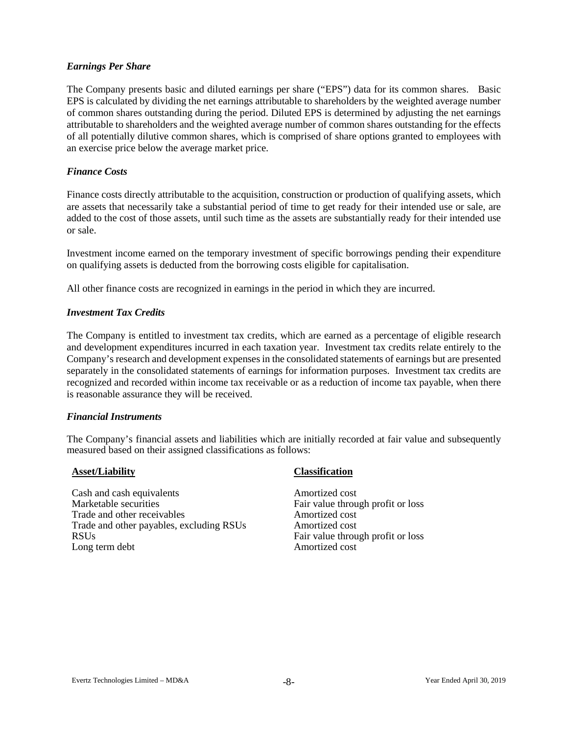### *Earnings Per Share*

The Company presents basic and diluted earnings per share ("EPS") data for its common shares. Basic EPS is calculated by dividing the net earnings attributable to shareholders by the weighted average number of common shares outstanding during the period. Diluted EPS is determined by adjusting the net earnings attributable to shareholders and the weighted average number of common shares outstanding for the effects of all potentially dilutive common shares, which is comprised of share options granted to employees with an exercise price below the average market price.

### *Finance Costs*

Finance costs directly attributable to the acquisition, construction or production of qualifying assets, which are assets that necessarily take a substantial period of time to get ready for their intended use or sale, are added to the cost of those assets, until such time as the assets are substantially ready for their intended use or sale.

Investment income earned on the temporary investment of specific borrowings pending their expenditure on qualifying assets is deducted from the borrowing costs eligible for capitalisation.

All other finance costs are recognized in earnings in the period in which they are incurred.

### *Investment Tax Credits*

The Company is entitled to investment tax credits, which are earned as a percentage of eligible research and development expenditures incurred in each taxation year. Investment tax credits relate entirely to the Company's research and development expenses in the consolidated statements of earnings but are presented separately in the consolidated statements of earnings for information purposes. Investment tax credits are recognized and recorded within income tax receivable or as a reduction of income tax payable, when there is reasonable assurance they will be received.

### *Financial Instruments*

The Company's financial assets and liabilities which are initially recorded at fair value and subsequently measured based on their assigned classifications as follows:

| Asset/Liability | Classification |
|---|---|
| Cash and cash equivalents | Amortized cost |
| Marketable securities | Fair value through profit or loss |
| Trade and other receivables | Amortized cost |
| Trade and other payables, excluding RSUs | Amortized cost |
| RSUs | Fair value through profit or loss |
| Long term debt | Amortized cost |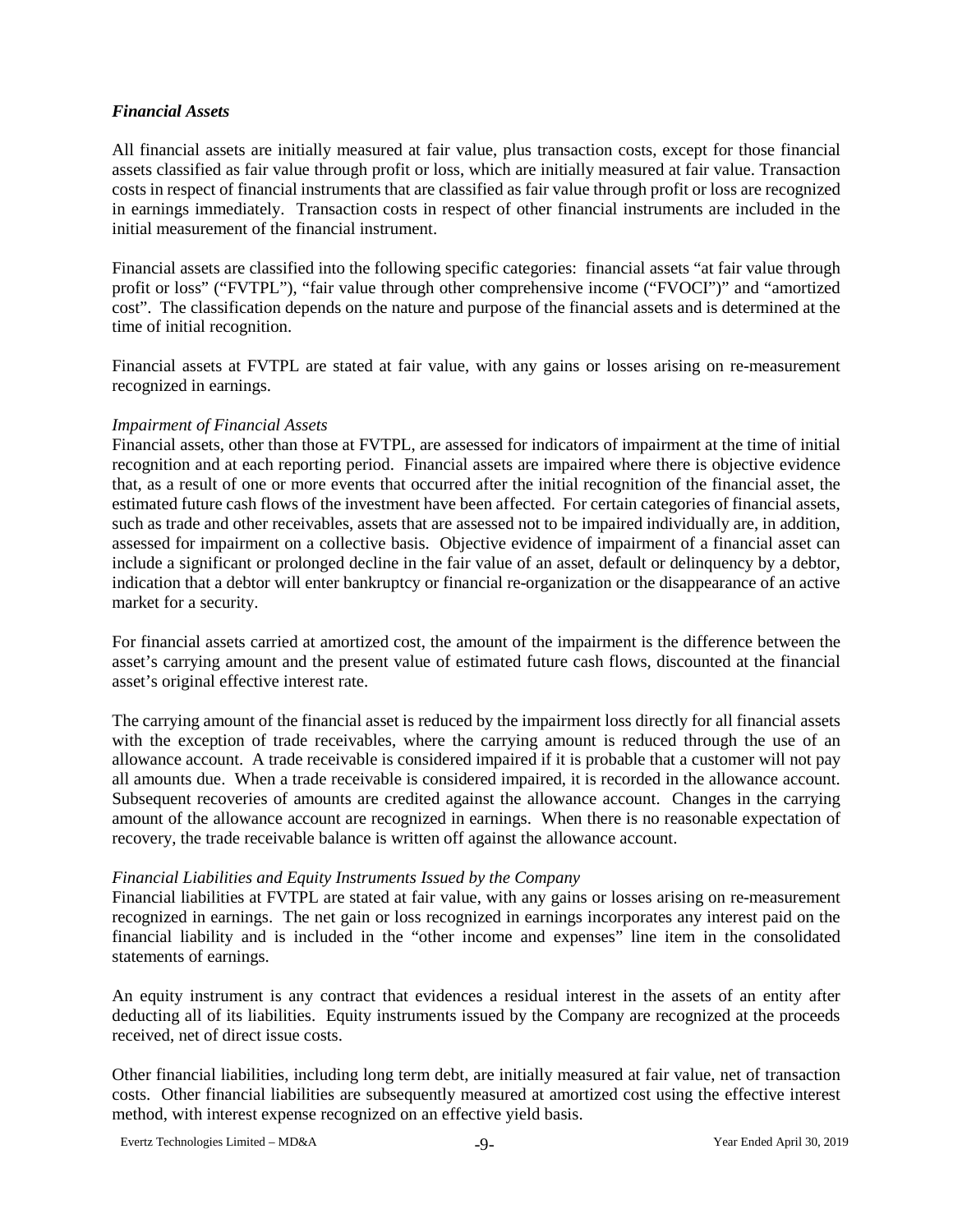### *Financial Assets*

All financial assets are initially measured at fair value, plus transaction costs, except for those financial assets classified as fair value through profit or loss, which are initially measured at fair value. Transaction costs in respect of financial instruments that are classified as fair value through profit or loss are recognized in earnings immediately. Transaction costs in respect of other financial instruments are included in the initial measurement of the financial instrument.

Financial assets are classified into the following specific categories: financial assets "at fair value through profit or loss" ("FVTPL"), "fair value through other comprehensive income ("FVOCI")" and "amortized cost". The classification depends on the nature and purpose of the financial assets and is determined at the time of initial recognition.

Financial assets at FVTPL are stated at fair value, with any gains or losses arising on re-measurement recognized in earnings.

*Impairment of Financial Assets*

Financial assets, other than those at FVTPL, are assessed for indicators of impairment at the time of initial recognition and at each reporting period. Financial assets are impaired where there is objective evidence that, as a result of one or more events that occurred after the initial recognition of the financial asset, the estimated future cash flows of the investment have been affected. For certain categories of financial assets, such as trade and other receivables, assets that are assessed not to be impaired individually are, in addition, assessed for impairment on a collective basis. Objective evidence of impairment of a financial asset can include a significant or prolonged decline in the fair value of an asset, default or delinquency by a debtor, indication that a debtor will enter bankruptcy or financial re-organization or the disappearance of an active market for a security.

For financial assets carried at amortized cost, the amount of the impairment is the difference between the asset's carrying amount and the present value of estimated future cash flows, discounted at the financial asset's original effective interest rate.

The carrying amount of the financial asset is reduced by the impairment loss directly for all financial assets with the exception of trade receivables, where the carrying amount is reduced through the use of an allowance account. A trade receivable is considered impaired if it is probable that a customer will not pay all amounts due. When a trade receivable is considered impaired, it is recorded in the allowance account. Subsequent recoveries of amounts are credited against the allowance account. Changes in the carrying amount of the allowance account are recognized in earnings. When there is no reasonable expectation of recovery, the trade receivable balance is written off against the allowance account.

*Financial Liabilities and Equity Instruments Issued by the Company*

Financial liabilities at FVTPL are stated at fair value, with any gains or losses arising on re-measurement recognized in earnings. The net gain or loss recognized in earnings incorporates any interest paid on the financial liability and is included in the "other income and expenses" line item in the consolidated statements of earnings.

An equity instrument is any contract that evidences a residual interest in the assets of an entity after deducting all of its liabilities. Equity instruments issued by the Company are recognized at the proceeds received, net of direct issue costs.

Other financial liabilities, including long term debt, are initially measured at fair value, net of transaction costs. Other financial liabilities are subsequently measured at amortized cost using the effective interest method, with interest expense recognized on an effective yield basis.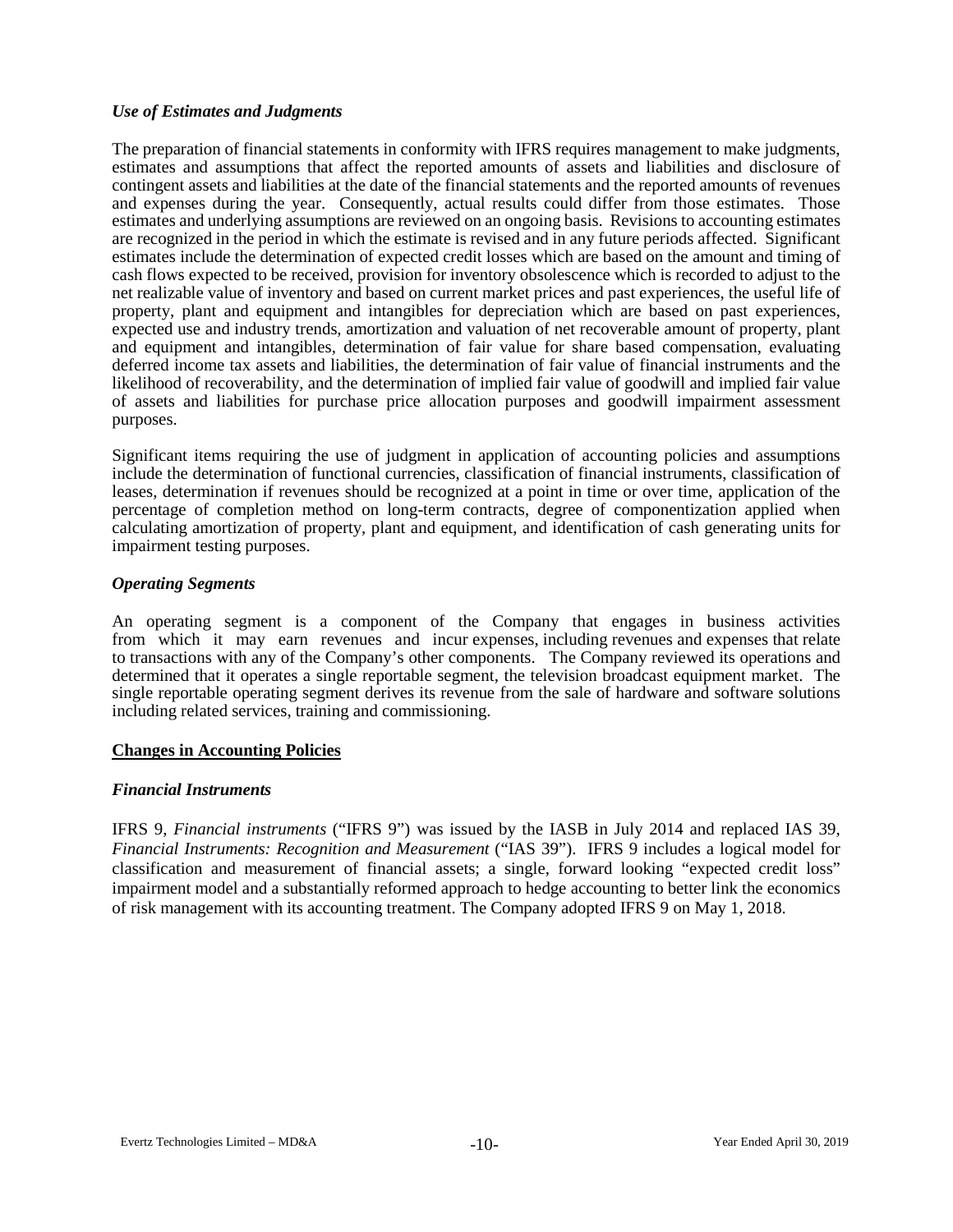*Use of Estimates and Judgments*

The preparation of financial statements in conformity with IFRS requires management to make judgments, estimates and assumptions that affect the reported amounts of assets and liabilities and disclosure of contingent assets and liabilities at the date of the financial statements and the reported amounts of revenues and expenses during the year. Consequently, actual results could differ from those estimates. Those estimates and underlying assumptions are reviewed on an ongoing basis. Revisions to accounting estimates are recognized in the period in which the estimate is revised and in any future periods affected. Significant estimates include the determination of expected credit losses which are based on the amount and timing of cash flows expected to be received, provision for inventory obsolescence which is recorded to adjust to the net realizable value of inventory and based on current market prices and past experiences, the useful life of property, plant and equipment and intangibles for depreciation which are based on past experiences, expected use and industry trends, amortization and valuation of net recoverable amount of property, plant and equipment and intangibles, determination of fair value for share based compensation, evaluating deferred income tax assets and liabilities, the determination of fair value of financial instruments and the likelihood of recoverability, and the determination of implied fair value of goodwill and implied fair value of assets and liabilities for purchase price allocation purposes and goodwill impairment assessment purposes.

Significant items requiring the use of judgment in application of accounting policies and assumptions include the determination of functional currencies, classification of financial instruments, classification of leases, determination if revenues should be recognized at a point in time or over time, application of the percentage of completion method on long-term contracts, degree of componentization applied when calculating amortization of property, plant and equipment, and identification of cash generating units for impairment testing purposes.

*Operating Segments*

An operating segment is a component of the Company that engages in business activities from which it may earn revenues and incur expenses, including revenues and expenses that relate to transactions with any of the Company's other components. The Company reviewed its operations and determined that it operates a single reportable segment, the television broadcast equipment market. The single reportable operating segment derives its revenue from the sale of hardware and software solutions including related services, training and commissioning.

**Changes in Accounting Policies**

*Financial Instruments*

IFRS 9, *Financial instruments* ("IFRS 9") was issued by the IASB in July 2014 and replaced IAS 39, *Financial Instruments: Recognition and Measurement* ("IAS 39"). IFRS 9 includes a logical model for classification and measurement of financial assets; a single, forward looking "expected credit loss" impairment model and a substantially reformed approach to hedge accounting to better link the economics of risk management with its accounting treatment. The Company adopted IFRS 9 on May 1, 2018.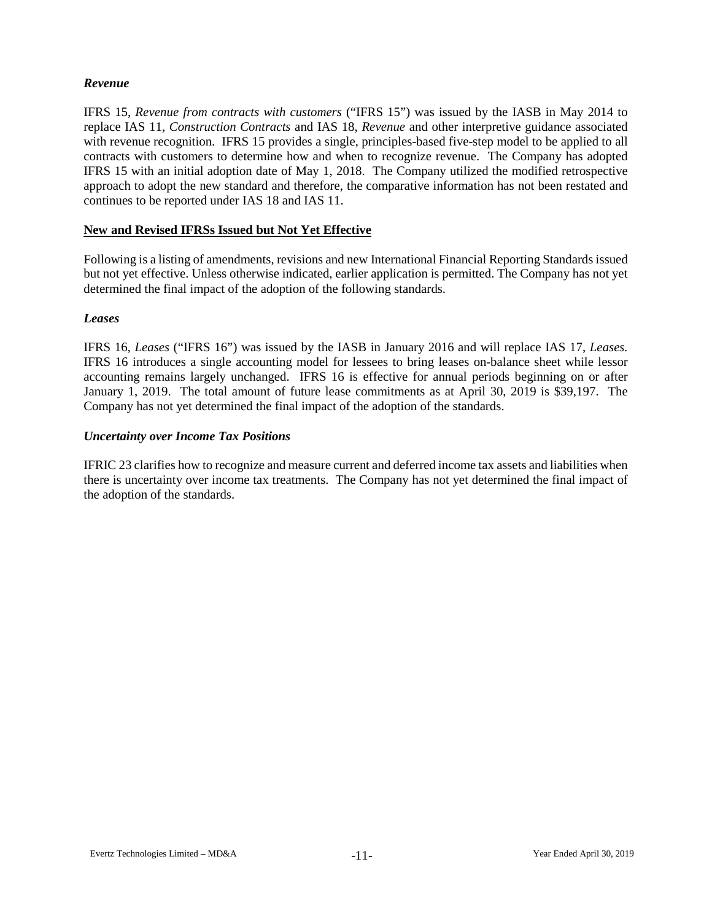### *Revenue*

IFRS 15, *Revenue from contracts with customers* ("IFRS 15") was issued by the IASB in May 2014 to replace IAS 11, *Construction Contracts* and IAS 18, *Revenue* and other interpretive guidance associated with revenue recognition. IFRS 15 provides a single, principles-based five-step model to be applied to all contracts with customers to determine how and when to recognize revenue. The Company has adopted IFRS 15 with an initial adoption date of May 1, 2018. The Company utilized the modified retrospective approach to adopt the new standard and therefore, the comparative information has not been restated and continues to be reported under IAS 18 and IAS 11.

## New and Revised IFRSs Issued but Not Yet Effective

Following is a listing of amendments, revisions and new International Financial Reporting Standards issued but not yet effective. Unless otherwise indicated, earlier application is permitted. The Company has not yet determined the final impact of the adoption of the following standards.

### *Leases*

IFRS 16, *Leases* ("IFRS 16") was issued by the IASB in January 2016 and will replace IAS 17, *Leases*. IFRS 16 introduces a single accounting model for lessees to bring leases on-balance sheet while lessor accounting remains largely unchanged. IFRS 16 is effective for annual periods beginning on or after January 1, 2019. The total amount of future lease commitments as at April 30, 2019 is $39,197. The Company has not yet determined the final impact of the adoption of the standards.

### *Uncertainty over Income Tax Positions*

IFRIC 23 clarifies how to recognize and measure current and deferred income tax assets and liabilities when there is uncertainty over income tax treatments. The Company has not yet determined the final impact of the adoption of the standards.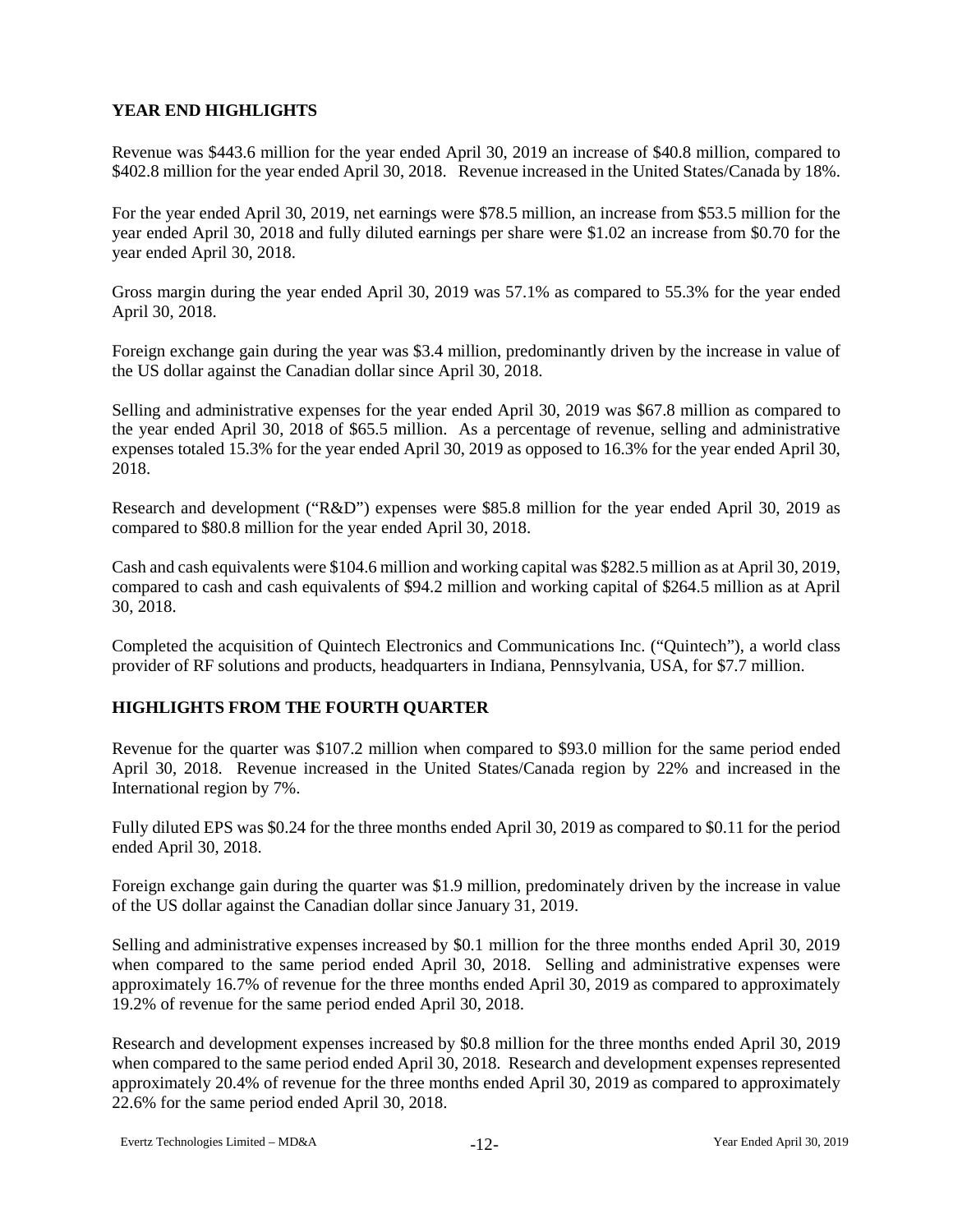## YEAR END HIGHLIGHTS

Revenue was $443.6 million for the year ended April 30, 2019 an increase of $40.8 million, compared to $402.8 million for the year ended April 30, 2018. Revenue increased in the United States/Canada by 18%.

For the year ended April 30, 2019, net earnings were $78.5 million, an increase from $53.5 million for the year ended April 30, 2018 and fully diluted earnings per share were $1.02 an increase from $0.70 for the year ended April 30, 2018.

Gross margin during the year ended April 30, 2019 was 57.1% as compared to 55.3% for the year ended April 30, 2018.

Foreign exchange gain during the year was $3.4 million, predominantly driven by the increase in value of the US dollar against the Canadian dollar since April 30, 2018.

Selling and administrative expenses for the year ended April 30, 2019 was $67.8 million as compared to the year ended April 30, 2018 of $65.5 million. As a percentage of revenue, selling and administrative expenses totaled 15.3% for the year ended April 30, 2019 as opposed to 16.3% for the year ended April 30, 2018.

Research and development ("R&D") expenses were $85.8 million for the year ended April 30, 2019 as compared to $80.8 million for the year ended April 30, 2018.

Cash and cash equivalents were $104.6 million and working capital was $282.5 million as at April 30, 2019, compared to cash and cash equivalents of $94.2 million and working capital of $264.5 million as at April 30, 2018.

Completed the acquisition of Quintech Electronics and Communications Inc. ("Quintech"), a world class provider of RF solutions and products, headquarters in Indiana, Pennsylvania, USA, for $7.7 million.

## HIGHLIGHTS FROM THE FOURTH QUARTER

Revenue for the quarter was $107.2 million when compared to $93.0 million for the same period ended April 30, 2018. Revenue increased in the United States/Canada region by 22% and increased in the International region by 7%.

Fully diluted EPS was $0.24 for the three months ended April 30, 2019 as compared to $0.11 for the period ended April 30, 2018.

Foreign exchange gain during the quarter was $1.9 million, predominately driven by the increase in value of the US dollar against the Canadian dollar since January 31, 2019.

Selling and administrative expenses increased by $0.1 million for the three months ended April 30, 2019 when compared to the same period ended April 30, 2018. Selling and administrative expenses were approximately 16.7% of revenue for the three months ended April 30, 2019 as compared to approximately 19.2% of revenue for the same period ended April 30, 2018.

Research and development expenses increased by $0.8 million for the three months ended April 30, 2019 when compared to the same period ended April 30, 2018. Research and development expenses represented approximately 20.4% of revenue for the three months ended April 30, 2019 as compared to approximately 22.6% for the same period ended April 30, 2018.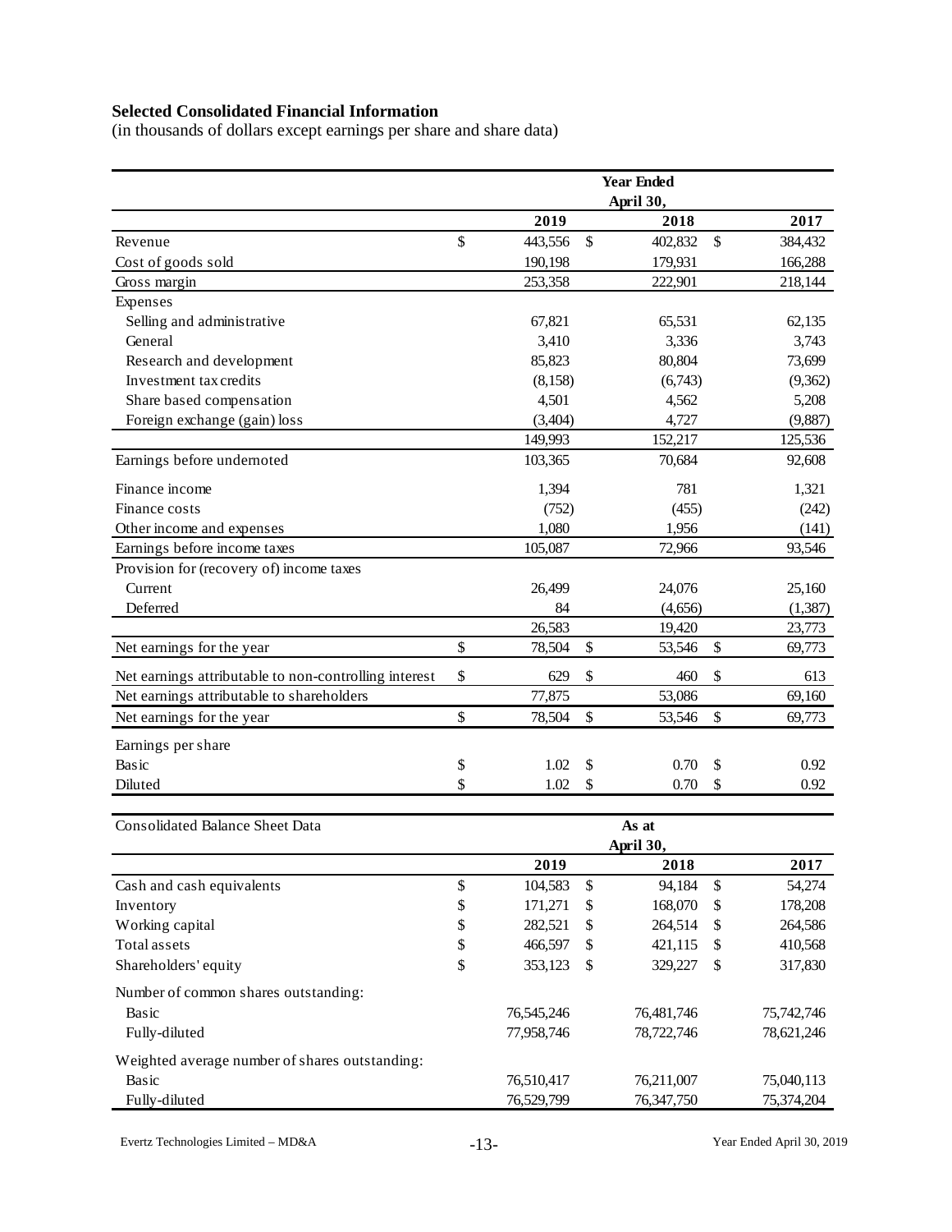**Selected Consolidated Financial Information**
(in thousands of dollars except earnings per share and share data)

| | Year Ended April 30, | | |
|---|---|---|---|
| | 2019 | 2018 | 2017 |
| Revenue | $ 443,556 | $ 402,832 | $ 384,432 |
| Cost of goods sold | 190,198 | 179,931 | 166,288 |
| Gross margin | 253,358 | 222,901 | 218,144 |
| Expenses | | | |
| Selling and administrative | 67,821 | 65,531 | 62,135 |
| General | 3,410 | 3,336 | 3,743 |
| Research and development | 85,823 | 80,804 | 73,699 |
| Investment tax credits | (8,158) | (6,743) | (9,362) |
| Share based compensation | 4,501 | 4,562 | 5,208 |
| Foreign exchange (gain) loss | (3,404) | 4,727 | (9,887) |
| | 149,993 | 152,217 | 125,536 |
| Earnings before undernoted | 103,365 | 70,684 | 92,608 |
| Finance income | 1,394 | 781 | 1,321 |
| Finance costs | (752) | (455) | (242) |
| Other income and expenses | 1,080 | 1,956 | (141) |
| Earnings before income taxes | 105,087 | 72,966 | 93,546 |
| Provision for (recovery of) income taxes | | | |
| Current | 26,499 | 24,076 | 25,160 |
| Deferred | 84 | (4,656) | (1,387) |
| | 26,583 | 19,420 | 23,773 |
| Net earnings for the year | $ 78,504 | $ 53,546 | $ 69,773 |
| Net earnings attributable to non-controlling interest | $ 629 | $ 460 | $ 613 |
| Net earnings attributable to shareholders | 77,875 | 53,086 | 69,160 |
| Net earnings for the year | $ 78,504 | $ 53,546 | $ 69,773 |
| Earnings per share | | | |
| Basic | $ 1.02 | $ 0.70 | $ 0.92 |
| Diluted | $ 1.02 | $ 0.70 | $ 0.92 |

| Consolidated Balance Sheet Data | As at April 30, | | |
|---|---|---|---|
| | 2019 | 2018 | 2017 |
| Cash and cash equivalents | $ 104,583 | $ 94,184 | $ 54,274 |
| Inventory | $ 171,271 | $ 168,070 | $ 178,208 |
| Working capital | $ 282,521 | $ 264,514 | $ 264,586 |
| Total assets | $ 466,597 | $ 421,115 | $ 410,568 |
| Shareholders' equity | $ 353,123 | $ 329,227 | $ 317,830 |
| Number of common shares outstanding: | | | |
| Basic | 76,545,246 | 76,481,746 | 75,742,746 |
| Fully-diluted | 77,958,746 | 78,722,746 | 78,621,246 |
| Weighted average number of shares outstanding: | | | |
| Basic | 76,510,417 | 76,211,007 | 75,040,113 |
| Fully-diluted | 76,529,799 | 76,347,750 | 75,374,204 |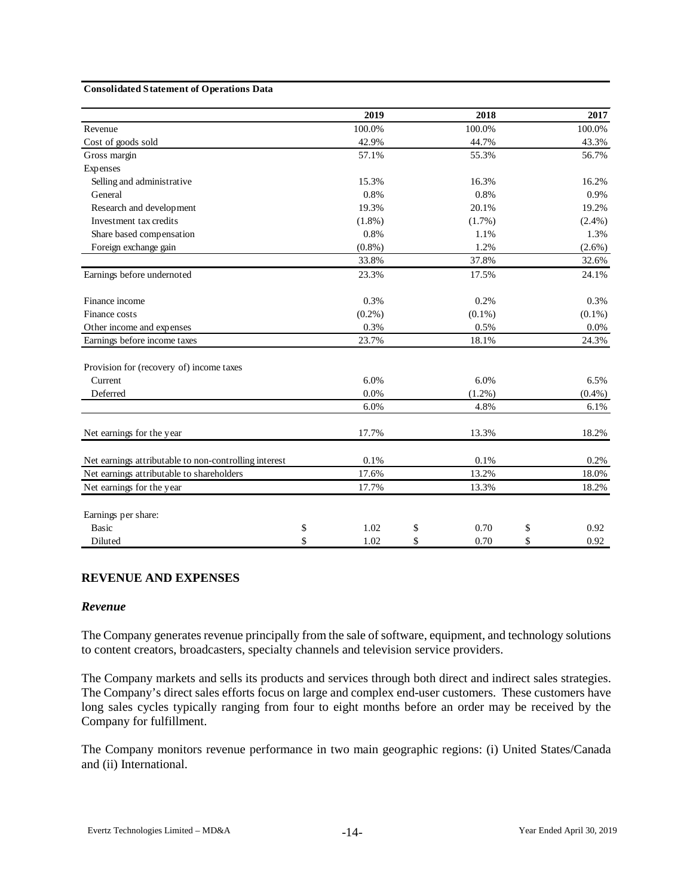**Consolidated Statement of Operations Data**

| | 2019 | 2018 | 2017 |
|---|---|---|---|
| Revenue | 100.0% | 100.0% | 100.0% |
| Cost of goods sold | 42.9% | 44.7% | 43.3% |
| Gross margin | 57.1% | 55.3% | 56.7% |
| Expenses | | | |
| Selling and administrative | 15.3% | 16.3% | 16.2% |
| General | 0.8% | 0.8% | 0.9% |
| Research and development | 19.3% | 20.1% | 19.2% |
| Investment tax credits | (1.8%) | (1.7%) | (2.4%) |
| Share based compensation | 0.8% | 1.1% | 1.3% |
| Foreign exchange gain | (0.8%) | 1.2% | (2.6%) |
| | 33.8% | 37.8% | 32.6% |
| Earnings before undernoted | 23.3% | 17.5% | 24.1% |
| Finance income | 0.3% | 0.2% | 0.3% |
| Finance costs | (0.2%) | (0.1%) | (0.1%) |
| Other income and expenses | 0.3% | 0.5% | 0.0% |
| Earnings before income taxes | 23.7% | 18.1% | 24.3% |
| Provision for (recovery of) income taxes | | | |
| Current | 6.0% | 6.0% | 6.5% |
| Deferred | 0.0% | (1.2%) | (0.4%) |
| | 6.0% | 4.8% | 6.1% |
| Net earnings for the year | 17.7% | 13.3% | 18.2% |
| Net earnings attributable to non-controlling interest | 0.1% | 0.1% | 0.2% |
| Net earnings attributable to shareholders | 17.6% | 13.2% | 18.0% |
| Net earnings for the year | 17.7% | 13.3% | 18.2% |
| Earnings per share: | | | |
| Basic | $ 1.02 | $ 0.70 | $ 0.92 |
| Diluted | $ 1.02 | $ 0.70 | $ 0.92 |

## REVENUE AND EXPENSES

### *Revenue*

The Company generates revenue principally from the sale of software, equipment, and technology solutions to content creators, broadcasters, specialty channels and television service providers.

The Company markets and sells its products and services through both direct and indirect sales strategies. The Company's direct sales efforts focus on large and complex end-user customers. These customers have long sales cycles typically ranging from four to eight months before an order may be received by the Company for fulfillment.

The Company monitors revenue performance in two main geographic regions: (i) United States/Canada and (ii) International.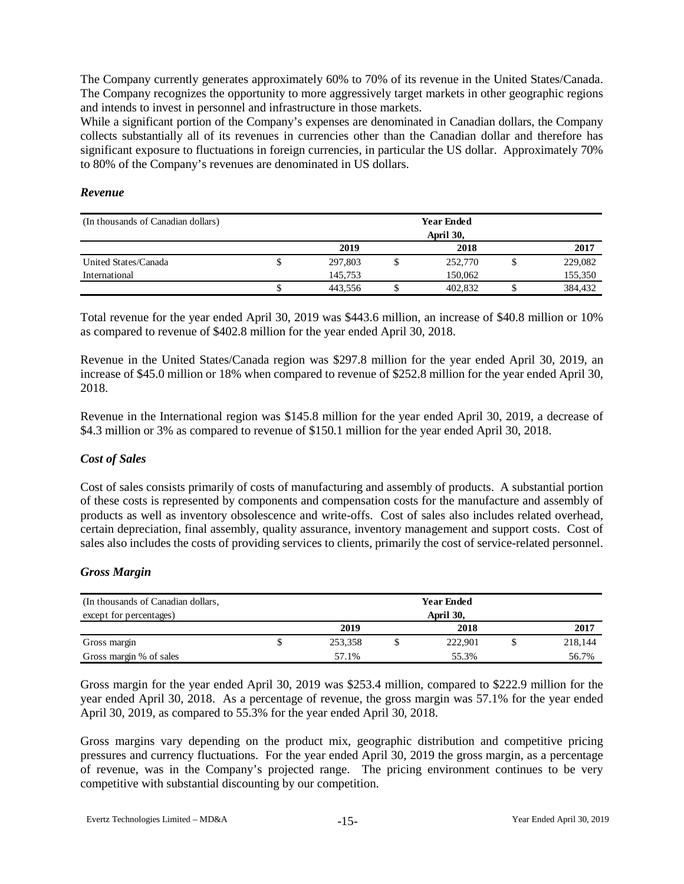The Company currently generates approximately 60% to 70% of its revenue in the United States/Canada. The Company recognizes the opportunity to more aggressively target markets in other geographic regions and intends to invest in personnel and infrastructure in those markets.

While a significant portion of the Company's expenses are denominated in Canadian dollars, the Company collects substantially all of its revenues in currencies other than the Canadian dollar and therefore has significant exposure to fluctuations in foreign currencies, in particular the US dollar. Approximately 70% to 80% of the Company's revenues are denominated in US dollars.

### *Revenue*

| (In thousands of Canadian dollars) | Year Ended April 30, | | |
|---|---|---|---|
| | 2019 | 2018 | 2017 |
| United States/Canada | $ 297,803 | $ 252,770 | $ 229,082 |
| International | 145,753 | 150,062 | 155,350 |
| | $ 443,556 | $ 402,832 | $ 384,432 |

Total revenue for the year ended April 30, 2019 was $443.6 million, an increase of $40.8 million or 10% as compared to revenue of $402.8 million for the year ended April 30, 2018.

Revenue in the United States/Canada region was $297.8 million for the year ended April 30, 2019, an increase of $45.0 million or 18% when compared to revenue of $252.8 million for the year ended April 30, 2018.

Revenue in the International region was $145.8 million for the year ended April 30, 2019, a decrease of $4.3 million or 3% as compared to revenue of $150.1 million for the year ended April 30, 2018.

### *Cost of Sales*

Cost of sales consists primarily of costs of manufacturing and assembly of products. A substantial portion of these costs is represented by components and compensation costs for the manufacture and assembly of products as well as inventory obsolescence and write-offs. Cost of sales also includes related overhead, certain depreciation, final assembly, quality assurance, inventory management and support costs. Cost of sales also includes the costs of providing services to clients, primarily the cost of service-related personnel.

### *Gross Margin*

| (In thousands of Canadian dollars, except for percentages) | Year Ended April 30, | | |
|---|---|---|---|
| | 2019 | 2018 | 2017 |
| Gross margin | $ 253,358 | $ 222,901 | $ 218,144 |
| Gross margin % of sales | 57.1% | 55.3% | 56.7% |

Gross margin for the year ended April 30, 2019 was $253.4 million, compared to $222.9 million for the year ended April 30, 2018. As a percentage of revenue, the gross margin was 57.1% for the year ended April 30, 2019, as compared to 55.3% for the year ended April 30, 2018.

Gross margins vary depending on the product mix, geographic distribution and competitive pricing pressures and currency fluctuations. For the year ended April 30, 2019 the gross margin, as a percentage of revenue, was in the Company's projected range. The pricing environment continues to be very competitive with substantial discounting by our competition.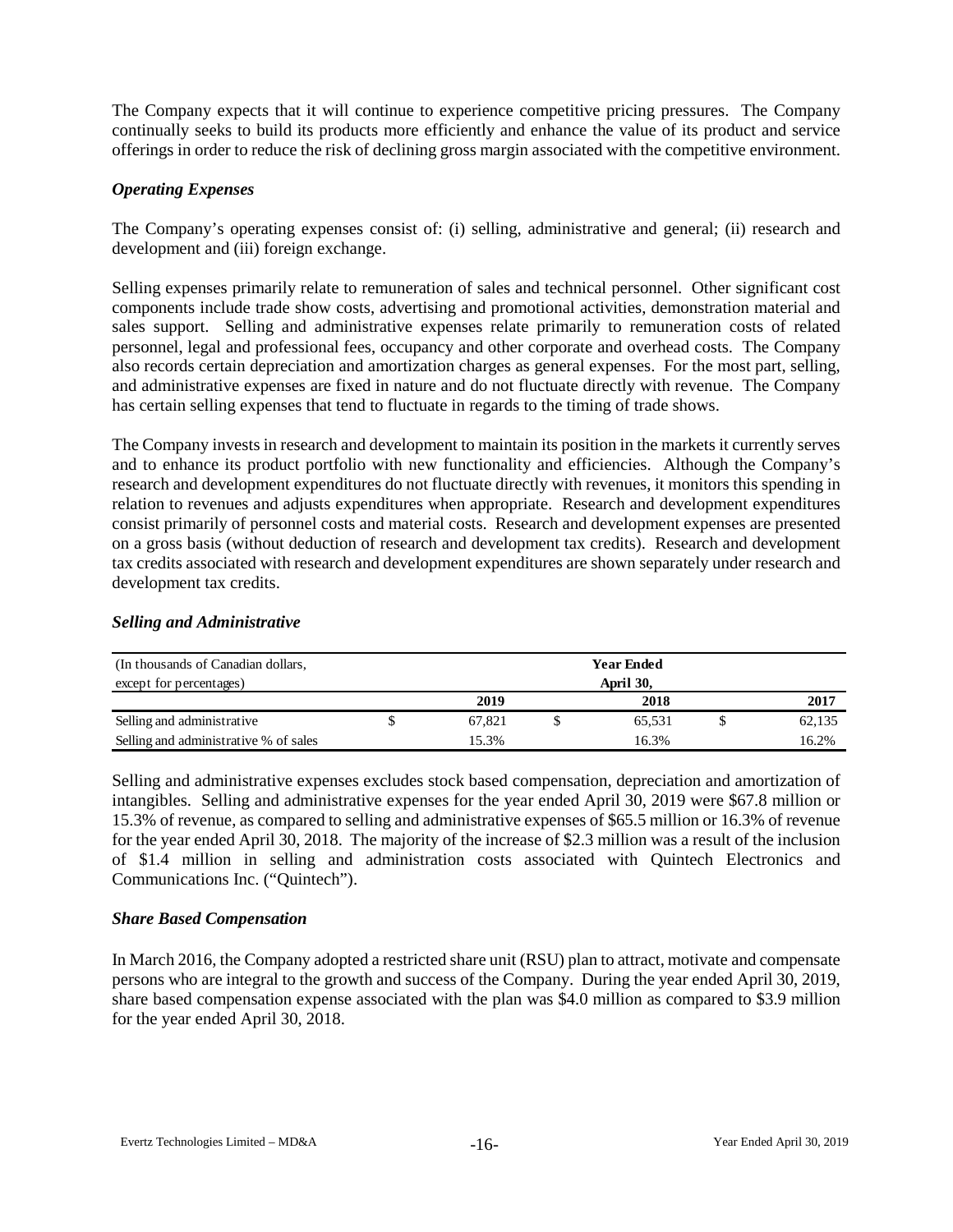The Company expects that it will continue to experience competitive pricing pressures. The Company continually seeks to build its products more efficiently and enhance the value of its product and service offerings in order to reduce the risk of declining gross margin associated with the competitive environment.

### *Operating Expenses*

The Company's operating expenses consist of: (i) selling, administrative and general; (ii) research and development and (iii) foreign exchange.

Selling expenses primarily relate to remuneration of sales and technical personnel. Other significant cost components include trade show costs, advertising and promotional activities, demonstration material and sales support. Selling and administrative expenses relate primarily to remuneration costs of related personnel, legal and professional fees, occupancy and other corporate and overhead costs. The Company also records certain depreciation and amortization charges as general expenses. For the most part, selling, and administrative expenses are fixed in nature and do not fluctuate directly with revenue. The Company has certain selling expenses that tend to fluctuate in regards to the timing of trade shows.

The Company invests in research and development to maintain its position in the markets it currently serves and to enhance its product portfolio with new functionality and efficiencies. Although the Company's research and development expenditures do not fluctuate directly with revenues, it monitors this spending in relation to revenues and adjusts expenditures when appropriate. Research and development expenditures consist primarily of personnel costs and material costs. Research and development expenses are presented on a gross basis (without deduction of research and development tax credits). Research and development tax credits associated with research and development expenditures are shown separately under research and development tax credits.

### *Selling and Administrative*

| (In thousands of Canadian dollars, except for percentages) | Year Ended April 30, 2019 | 2018 | 2017 |
|---|---|---|---|
| Selling and administrative | $ 67,821 | $ 65,531 | $ 62,135 |
| Selling and administrative % of sales | 15.3% | 16.3% | 16.2% |

Selling and administrative expenses excludes stock based compensation, depreciation and amortization of intangibles. Selling and administrative expenses for the year ended April 30, 2019 were $67.8 million or 15.3% of revenue, as compared to selling and administrative expenses of $65.5 million or 16.3% of revenue for the year ended April 30, 2018. The majority of the increase of $2.3 million was a result of the inclusion of $1.4 million in selling and administration costs associated with Quintech Electronics and Communications Inc. ("Quintech").

### *Share Based Compensation*

In March 2016, the Company adopted a restricted share unit (RSU) plan to attract, motivate and compensate persons who are integral to the growth and success of the Company. During the year ended April 30, 2019, share based compensation expense associated with the plan was $4.0 million as compared to $3.9 million for the year ended April 30, 2018.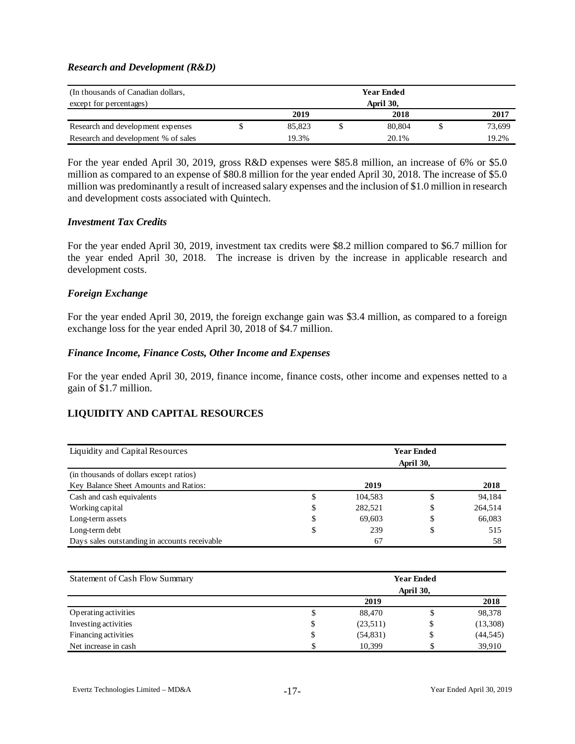### *Research and Development (R&D)*

| (In thousands of Canadian dollars, except for percentages) | Year Ended April 30, | | |
|---|---|---|---|
| | 2019 | 2018 | 2017 |
| Research and development expenses | $ 85,823 | $ 80,804 | $ 73,699 |
| Research and development % of sales | 19.3% | 20.1% | 19.2% |

For the year ended April 30, 2019, gross R&D expenses were $85.8 million, an increase of 6% or $5.0 million as compared to an expense of $80.8 million for the year ended April 30, 2018. The increase of $5.0 million was predominantly a result of increased salary expenses and the inclusion of $1.0 million in research and development costs associated with Quintech.

### *Investment Tax Credits*

For the year ended April 30, 2019, investment tax credits were $8.2 million compared to $6.7 million for the year ended April 30, 2018. The increase is driven by the increase in applicable research and development costs.

### *Foreign Exchange*

For the year ended April 30, 2019, the foreign exchange gain was $3.4 million, as compared to a foreign exchange loss for the year ended April 30, 2018 of $4.7 million.

### *Finance Income, Finance Costs, Other Income and Expenses*

For the year ended April 30, 2019, finance income, finance costs, other income and expenses netted to a gain of $1.7 million.

## LIQUIDITY AND CAPITAL RESOURCES

| Liquidity and Capital Resources | Year Ended April 30, | |
|---|---|---|
| (in thousands of dollars except ratios) | | |
| Key Balance Sheet Amounts and Ratios: | 2019 | 2018 |
| Cash and cash equivalents | $ 104,583 | $ 94,184 |
| Working capital | $ 282,521 | $ 264,514 |
| Long-term assets | $ 69,603 | $ 66,083 |
| Long-term debt | $ 239 | $ 515 |
| Days sales outstanding in accounts receivable | 67 | 58 |

| Statement of Cash Flow Summary | Year Ended April 30, | |
|---|---|---|
| | 2019 | 2018 |
| Operating activities | $ 88,470 | $ 98,378 |
| Investing activities | $ (23,511) | $ (13,308) |
| Financing activities | $ (54,831) | $ (44,545) |
| Net increase in cash | $ 10,399 | $ 39,910 |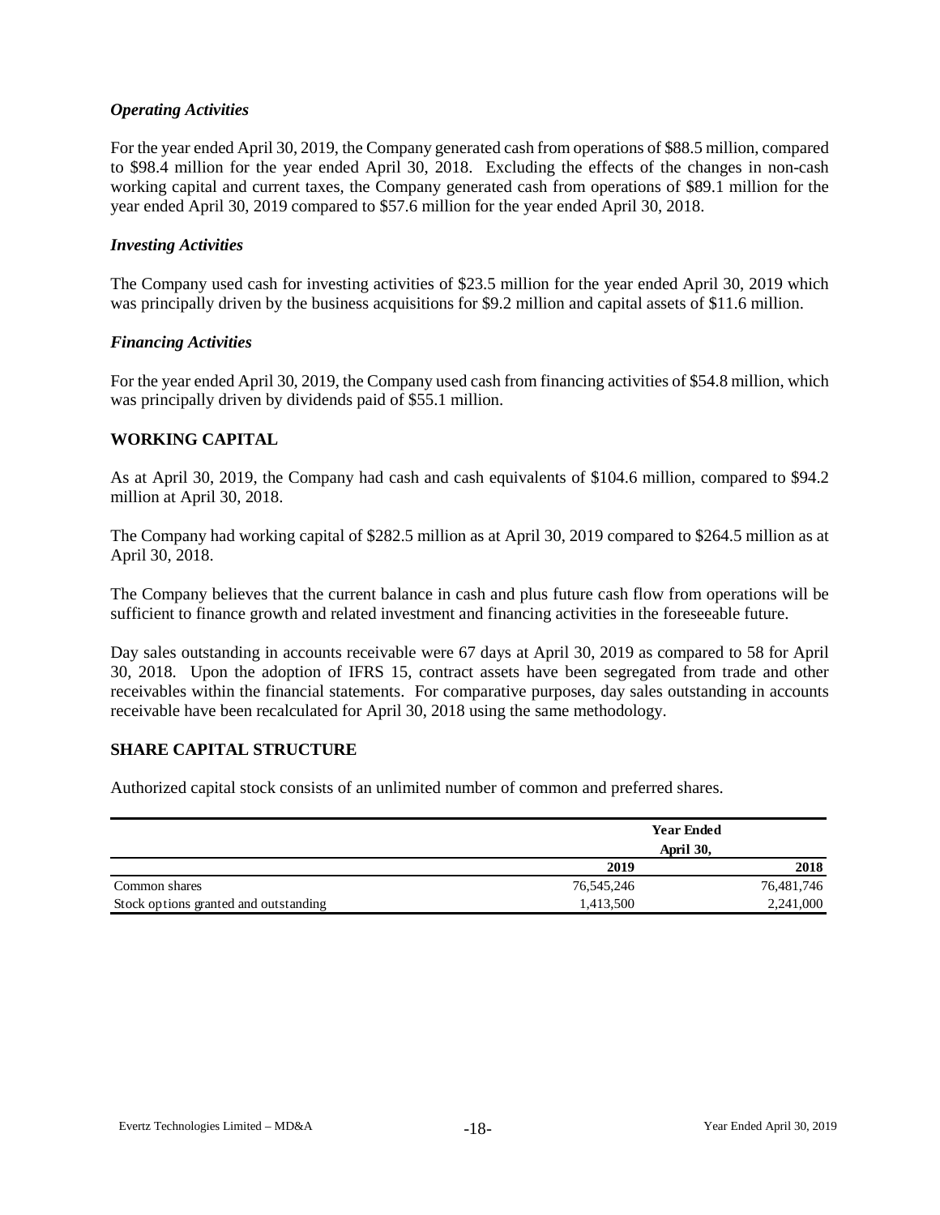### *Operating Activities*

For the year ended April 30, 2019, the Company generated cash from operations of $88.5 million, compared to $98.4 million for the year ended April 30, 2018. Excluding the effects of the changes in non-cash working capital and current taxes, the Company generated cash from operations of $89.1 million for the year ended April 30, 2019 compared to $57.6 million for the year ended April 30, 2018.

### *Investing Activities*

The Company used cash for investing activities of $23.5 million for the year ended April 30, 2019 which was principally driven by the business acquisitions for $9.2 million and capital assets of $11.6 million.

### *Financing Activities*

For the year ended April 30, 2019, the Company used cash from financing activities of $54.8 million, which was principally driven by dividends paid of $55.1 million.

## WORKING CAPITAL

As at April 30, 2019, the Company had cash and cash equivalents of $104.6 million, compared to $94.2 million at April 30, 2018.

The Company had working capital of $282.5 million as at April 30, 2019 compared to $264.5 million as at April 30, 2018.

The Company believes that the current balance in cash and plus future cash flow from operations will be sufficient to finance growth and related investment and financing activities in the foreseeable future.

Day sales outstanding in accounts receivable were 67 days at April 30, 2019 as compared to 58 for April 30, 2018. Upon the adoption of IFRS 15, contract assets have been segregated from trade and other receivables within the financial statements. For comparative purposes, day sales outstanding in accounts receivable have been recalculated for April 30, 2018 using the same methodology.

## SHARE CAPITAL STRUCTURE

Authorized capital stock consists of an unlimited number of common and preferred shares.

| | **Year Ended April 30,** | |
|---|---|---|
| | **2019** | **2018** |
| Common shares | 76,545,246 | 76,481,746 |
| Stock options granted and outstanding | 1,413,500 | 2,241,000 |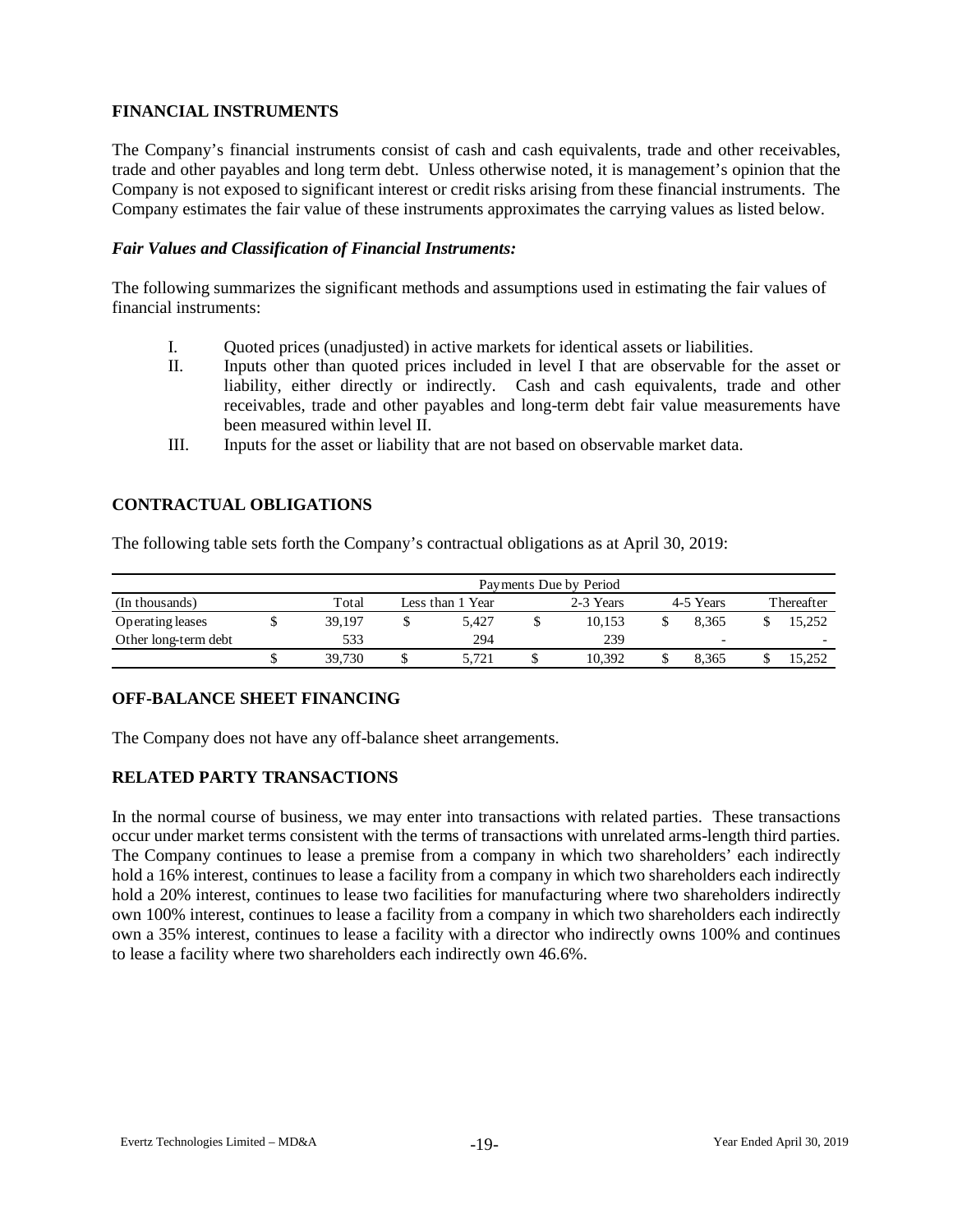## FINANCIAL INSTRUMENTS

The Company's financial instruments consist of cash and cash equivalents, trade and other receivables, trade and other payables and long term debt. Unless otherwise noted, it is management's opinion that the Company is not exposed to significant interest or credit risks arising from these financial instruments. The Company estimates the fair value of these instruments approximates the carrying values as listed below.

### *Fair Values and Classification of Financial Instruments:*

The following summarizes the significant methods and assumptions used in estimating the fair values of financial instruments:

I. Quoted prices (unadjusted) in active markets for identical assets or liabilities.

II. Inputs other than quoted prices included in level I that are observable for the asset or liability, either directly or indirectly. Cash and cash equivalents, trade and other receivables, trade and other payables and long-term debt fair value measurements have been measured within level II.

III. Inputs for the asset or liability that are not based on observable market data.

## CONTRACTUAL OBLIGATIONS

The following table sets forth the Company's contractual obligations as at April 30, 2019:

| | Payments Due by Period | | | | |
|---|---|---|---|---|---|
| (In thousands) | Total | Less than 1 Year | 2-3 Years | 4-5 Years | Thereafter |
| Operating leases | $ 39,197 | $ 5,427 | $ 10,153 | $ 8,365 | $ 15,252 |
| Other long-term debt | 533 | 294 | 239 | - | - |
| | $ 39,730 | $ 5,721 | $ 10,392 | $ 8,365 | $ 15,252 |

## OFF-BALANCE SHEET FINANCING

The Company does not have any off-balance sheet arrangements.

## RELATED PARTY TRANSACTIONS

In the normal course of business, we may enter into transactions with related parties. These transactions occur under market terms consistent with the terms of transactions with unrelated arms-length third parties. The Company continues to lease a premise from a company in which two shareholders' each indirectly hold a 16% interest, continues to lease a facility from a company in which two shareholders each indirectly hold a 20% interest, continues to lease two facilities for manufacturing where two shareholders indirectly own 100% interest, continues to lease a facility from a company in which two shareholders each indirectly own a 35% interest, continues to lease a facility with a director who indirectly owns 100% and continues to lease a facility where two shareholders each indirectly own 46.6%.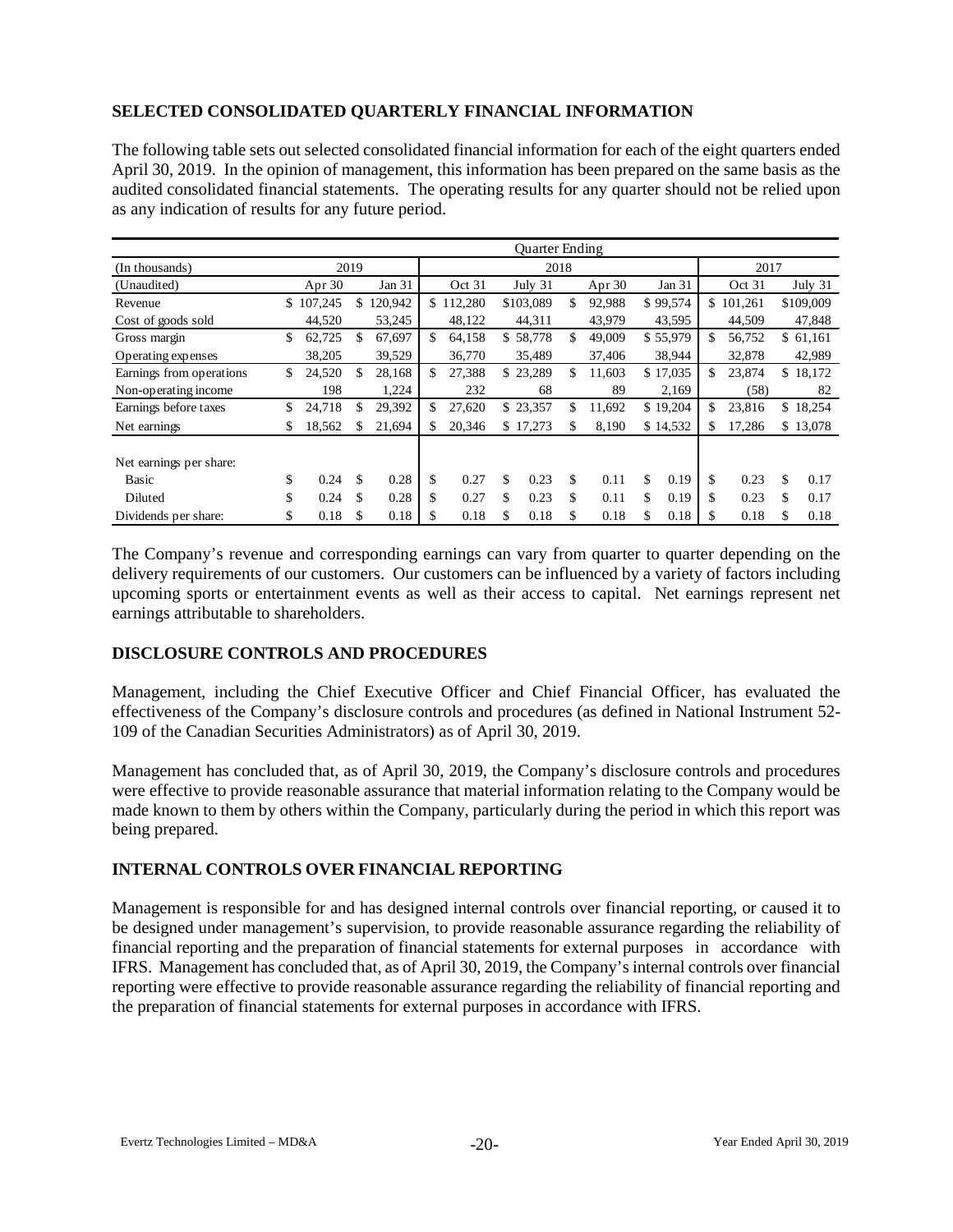## SELECTED CONSOLIDATED QUARTERLY FINANCIAL INFORMATION

The following table sets out selected consolidated financial information for each of the eight quarters ended April 30, 2019. In the opinion of management, this information has been prepared on the same basis as the audited consolidated financial statements. The operating results for any quarter should not be relied upon as any indication of results for any future period.

| | Quarter Ending | | | | | | | |
|---|---|---|---|---|---|---|---|---|
| (In thousands) | 2019 | | 2018 | | | | 2017 | |
| (Unaudited) | Apr 30 | Jan 31 | Oct 31 | July 31 | Apr 30 | Jan 31 | Oct 31 | July 31 |
| Revenue | $ 107,245 | $ 120,942 | $ 112,280 | $103,089 | $ 92,988 | $ 99,574 | $ 101,261 | $109,009 |
| Cost of goods sold | 44,520 | 53,245 | 48,122 | 44,311 | 43,979 | 43,595 | 44,509 | 47,848 |
| Gross margin | $ 62,725 | $ 67,697 | $ 64,158 | $ 58,778 | $ 49,009 | $ 55,979 | $ 56,752 | $ 61,161 |
| Operating expenses | 38,205 | 39,529 | 36,770 | 35,489 | 37,406 | 38,944 | 32,878 | 42,989 |
| Earnings from operations | $ 24,520 | $ 28,168 | $ 27,388 | $ 23,289 | $ 11,603 | $ 17,035 | $ 23,874 | $ 18,172 |
| Non-operating income | 198 | 1,224 | 232 | 68 | 89 | 2,169 | (58) | 82 |
| Earnings before taxes | $ 24,718 | $ 29,392 | $ 27,620 | $ 23,357 | $ 11,692 | $ 19,204 | $ 23,816 | $ 18,254 |
| Net earnings | $ 18,562 | $ 21,694 | $ 20,346 | $ 17,273 | $ 8,190 | $ 14,532 | $ 17,286 | $ 13,078 |
| Net earnings per share: | | | | | | | | |
| Basic | $ 0.24 | $ 0.28 | $ 0.27 | $ 0.23 | $ 0.11 | $ 0.19 | $ 0.23 | $ 0.17 |
| Diluted | $ 0.24 | $ 0.28 | $ 0.27 | $ 0.23 | $ 0.11 | $ 0.19 | $ 0.23 | $ 0.17 |
| Dividends per share: | $ 0.18 | $ 0.18 | $ 0.18 | $ 0.18 | $ 0.18 | $ 0.18 | $ 0.18 | $ 0.18 |

The Company's revenue and corresponding earnings can vary from quarter to quarter depending on the delivery requirements of our customers. Our customers can be influenced by a variety of factors including upcoming sports or entertainment events as well as their access to capital. Net earnings represent net earnings attributable to shareholders.

## DISCLOSURE CONTROLS AND PROCEDURES

Management, including the Chief Executive Officer and Chief Financial Officer, has evaluated the effectiveness of the Company's disclosure controls and procedures (as defined in National Instrument 52-109 of the Canadian Securities Administrators) as of April 30, 2019.

Management has concluded that, as of April 30, 2019, the Company's disclosure controls and procedures were effective to provide reasonable assurance that material information relating to the Company would be made known to them by others within the Company, particularly during the period in which this report was being prepared.

## INTERNAL CONTROLS OVER FINANCIAL REPORTING

Management is responsible for and has designed internal controls over financial reporting, or caused it to be designed under management's supervision, to provide reasonable assurance regarding the reliability of financial reporting and the preparation of financial statements for external purposes in accordance with IFRS. Management has concluded that, as of April 30, 2019, the Company's internal controls over financial reporting were effective to provide reasonable assurance regarding the reliability of financial reporting and the preparation of financial statements for external purposes in accordance with IFRS.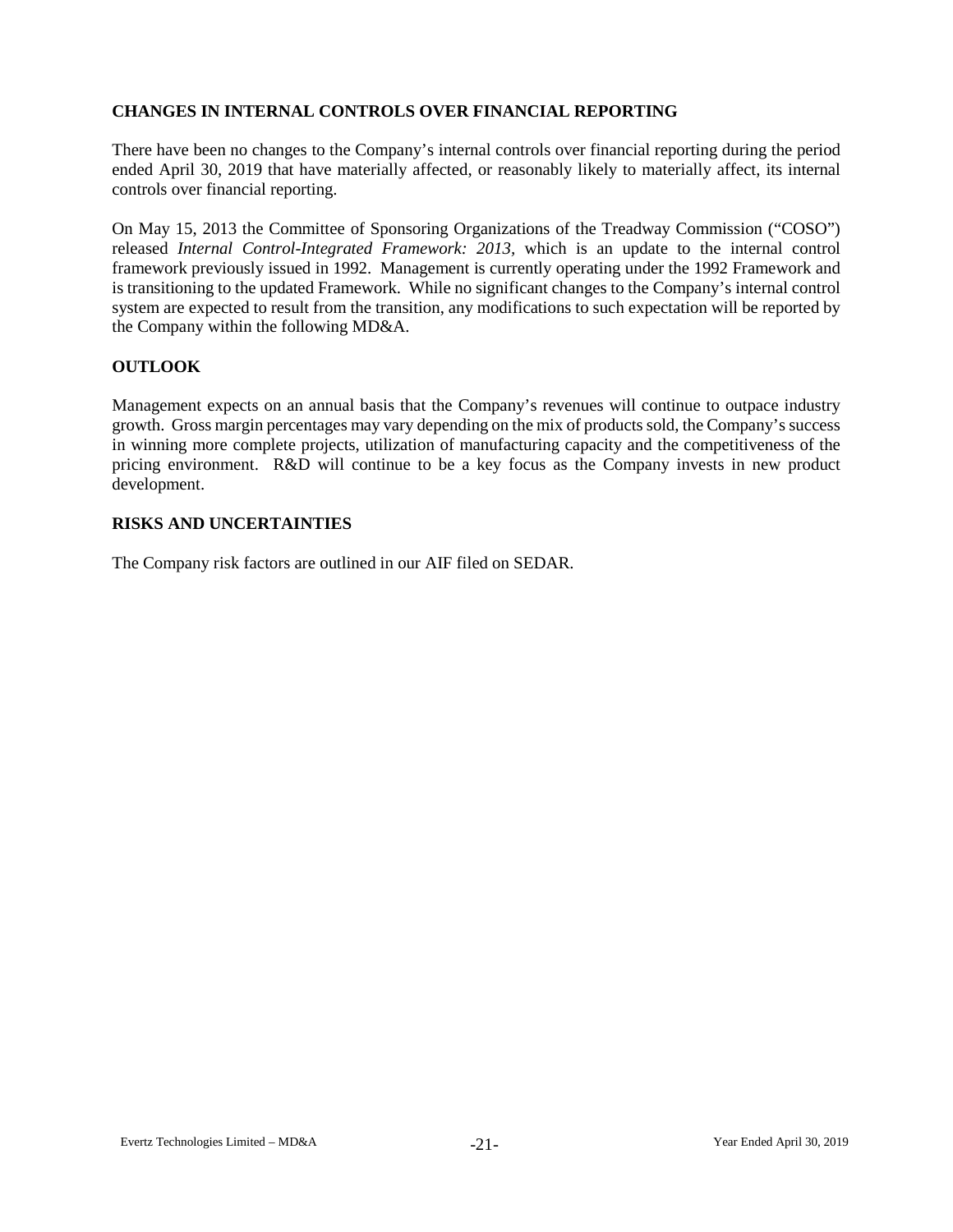## CHANGES IN INTERNAL CONTROLS OVER FINANCIAL REPORTING

There have been no changes to the Company's internal controls over financial reporting during the period ended April 30, 2019 that have materially affected, or reasonably likely to materially affect, its internal controls over financial reporting.

On May 15, 2013 the Committee of Sponsoring Organizations of the Treadway Commission ("COSO") released *Internal Control-Integrated Framework: 2013*, which is an update to the internal control framework previously issued in 1992. Management is currently operating under the 1992 Framework and is transitioning to the updated Framework. While no significant changes to the Company's internal control system are expected to result from the transition, any modifications to such expectation will be reported by the Company within the following MD&A.

## OUTLOOK

Management expects on an annual basis that the Company's revenues will continue to outpace industry growth. Gross margin percentages may vary depending on the mix of products sold, the Company's success in winning more complete projects, utilization of manufacturing capacity and the competitiveness of the pricing environment. R&D will continue to be a key focus as the Company invests in new product development.

## RISKS AND UNCERTAINTIES

The Company risk factors are outlined in our AIF filed on SEDAR.